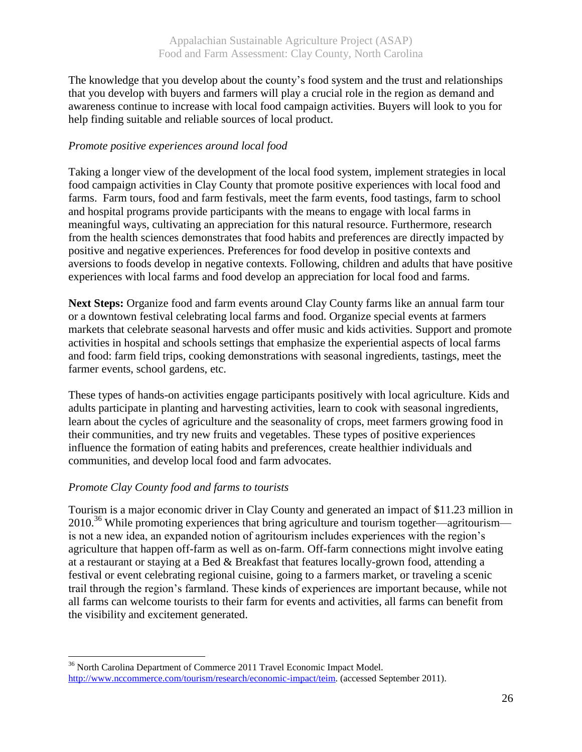The knowledge that you develop about the county's food system and the trust and relationships that you develop with buyers and farmers will play a crucial role in the region as demand and awareness continue to increase with local food campaign activities. Buyers will look to you for help finding suitable and reliable sources of local product.

*Promote positive experiences around local food*

Taking a longer view of the development of the local food system, implement strategies in local food campaign activities in Clay County that promote positive experiences with local food and farms. Farm tours, food and farm festivals, meet the farm events, food tastings, farm to school and hospital programs provide participants with the means to engage with local farms in meaningful ways, cultivating an appreciation for this natural resource. Furthermore, research from the health sciences demonstrates that food habits and preferences are directly impacted by positive and negative experiences. Preferences for food develop in positive contexts and aversions to foods develop in negative contexts. Following, children and adults that have positive experiences with local farms and food develop an appreciation for local food and farms.

**Next Steps:** Organize food and farm events around Clay County farms like an annual farm tour or a downtown festival celebrating local farms and food. Organize special events at farmers markets that celebrate seasonal harvests and offer music and kids activities. Support and promote activities in hospital and schools settings that emphasize the experiential aspects of local farms and food: farm field trips, cooking demonstrations with seasonal ingredients, tastings, meet the farmer events, school gardens, etc.

These types of hands-on activities engage participants positively with local agriculture. Kids and adults participate in planting and harvesting activities, learn to cook with seasonal ingredients, learn about the cycles of agriculture and the seasonality of crops, meet farmers growing food in their communities, and try new fruits and vegetables. These types of positive experiences influence the formation of eating habits and preferences, create healthier individuals and communities, and develop local food and farm advocates.

*Promote Clay County food and farms to tourists*

Tourism is a major economic driver in Clay County and generated an impact of $11.23 million in 2010.[36] While promoting experiences that bring agriculture and tourism together—agritourism—is not a new idea, an expanded notion of agritourism includes experiences with the region's agriculture that happen off-farm as well as on-farm. Off-farm connections might involve eating at a restaurant or staying at a Bed & Breakfast that features locally-grown food, attending a festival or event celebrating regional cuisine, going to a farmers market, or traveling a scenic trail through the region's farmland. These kinds of experiences are important because, while not all farms can welcome tourists to their farm for events and activities, all farms can benefit from the visibility and excitement generated.

[36] North Carolina Department of Commerce 2011 Travel Economic Impact Model. http://www.nccommerce.com/tourism/research/economic-impact/teim. (accessed September 2011).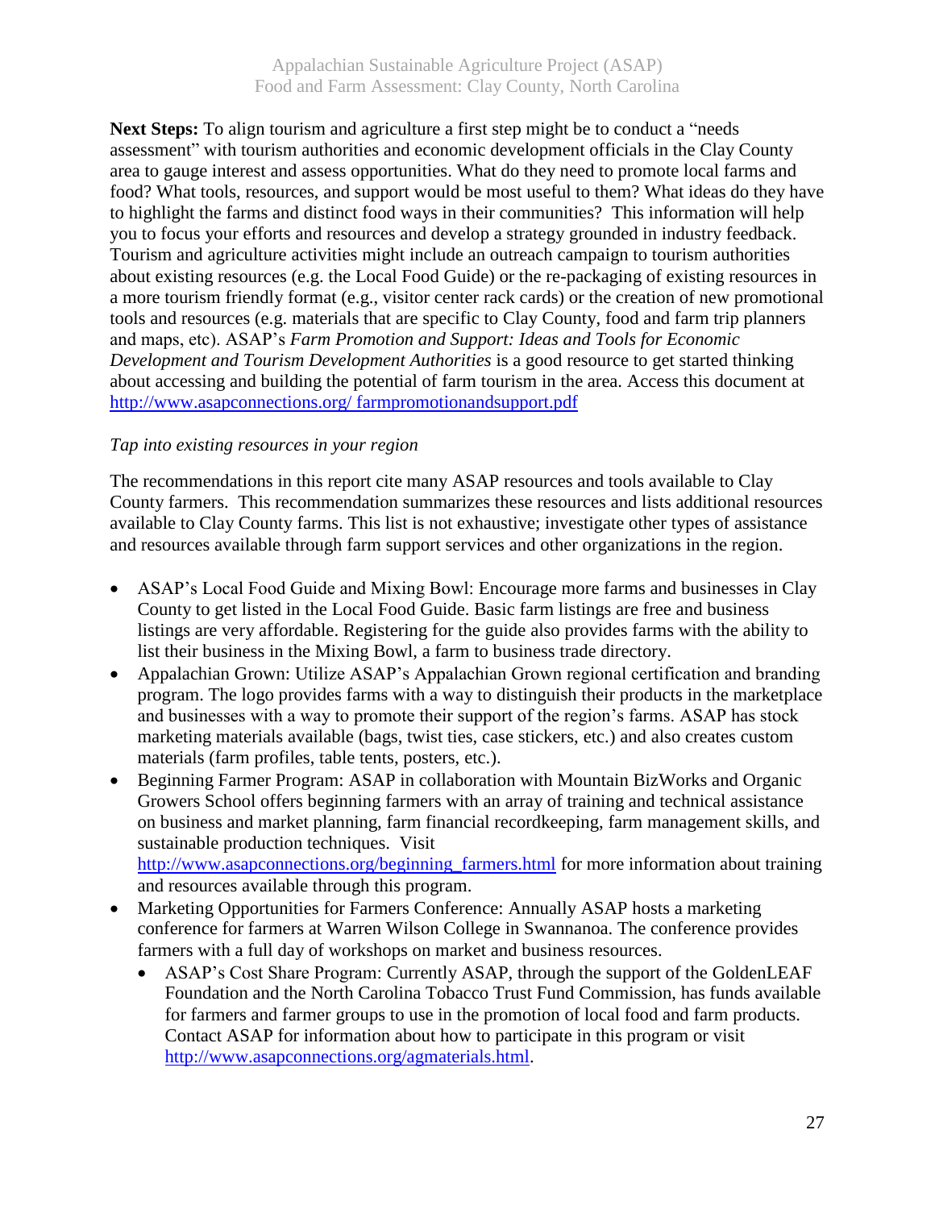**Next Steps:** To align tourism and agriculture a first step might be to conduct a "needs assessment" with tourism authorities and economic development officials in the Clay County area to gauge interest and assess opportunities. What do they need to promote local farms and food? What tools, resources, and support would be most useful to them? What ideas do they have to highlight the farms and distinct food ways in their communities? This information will help you to focus your efforts and resources and develop a strategy grounded in industry feedback. Tourism and agriculture activities might include an outreach campaign to tourism authorities about existing resources (e.g. the Local Food Guide) or the re-packaging of existing resources in a more tourism friendly format (e.g., visitor center rack cards) or the creation of new promotional tools and resources (e.g. materials that are specific to Clay County, food and farm trip planners and maps, etc). ASAP's *Farm Promotion and Support: Ideas and Tools for Economic Development and Tourism Development Authorities* is a good resource to get started thinking about accessing and building the potential of farm tourism in the area. Access this document at http://www.asapconnections.org/ farmpromotionandsupport.pdf

*Tap into existing resources in your region*

The recommendations in this report cite many ASAP resources and tools available to Clay County farmers. This recommendation summarizes these resources and lists additional resources available to Clay County farms. This list is not exhaustive; investigate other types of assistance and resources available through farm support services and other organizations in the region.

- ASAP's Local Food Guide and Mixing Bowl: Encourage more farms and businesses in Clay County to get listed in the Local Food Guide. Basic farm listings are free and business listings are very affordable. Registering for the guide also provides farms with the ability to list their business in the Mixing Bowl, a farm to business trade directory.
- Appalachian Grown: Utilize ASAP's Appalachian Grown regional certification and branding program. The logo provides farms with a way to distinguish their products in the marketplace and businesses with a way to promote their support of the region's farms. ASAP has stock marketing materials available (bags, twist ties, case stickers, etc.) and also creates custom materials (farm profiles, table tents, posters, etc.).
- Beginning Farmer Program: ASAP in collaboration with Mountain BizWorks and Organic Growers School offers beginning farmers with an array of training and technical assistance on business and market planning, farm financial recordkeeping, farm management skills, and sustainable production techniques. Visit http://www.asapconnections.org/beginning_farmers.html for more information about training and resources available through this program.
- Marketing Opportunities for Farmers Conference: Annually ASAP hosts a marketing conference for farmers at Warren Wilson College in Swannanoa. The conference provides farmers with a full day of workshops on market and business resources.
  - ASAP's Cost Share Program: Currently ASAP, through the support of the GoldenLEAF Foundation and the North Carolina Tobacco Trust Fund Commission, has funds available for farmers and farmer groups to use in the promotion of local food and farm products. Contact ASAP for information about how to participate in this program or visit http://www.asapconnections.org/agmaterials.html.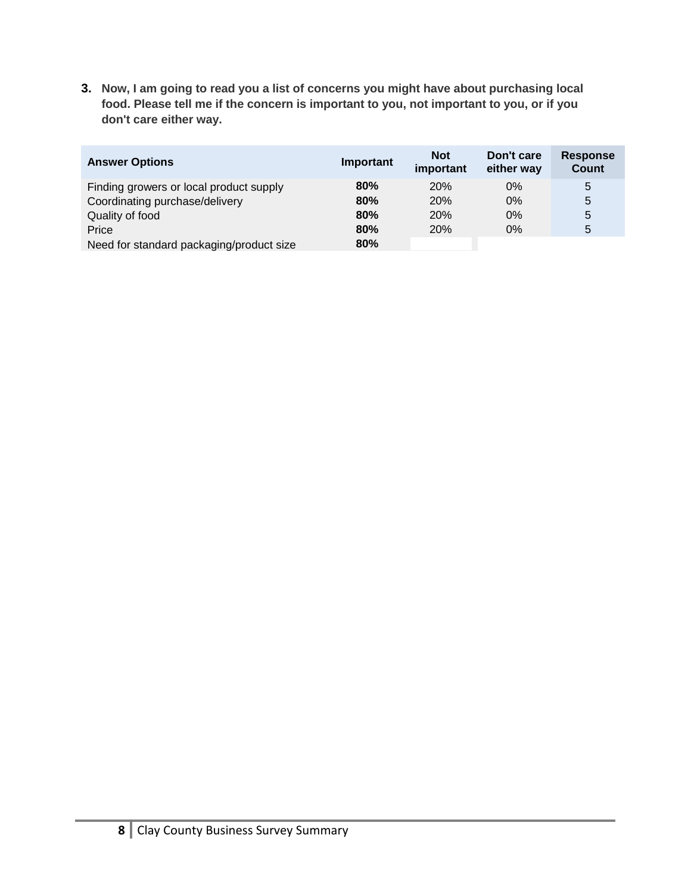**3. Now, I am going to read you a list of concerns you might have about purchasing local food. Please tell me if the concern is important to you, not important to you, or if you don't care either way.**

| Answer Options | Important | Not important | Don't care either way | Response Count |
|---|---|---|---|---|
| Finding growers or local product supply | **80%** | 20% | 0% | 5 |
| Coordinating purchase/delivery | **80%** | 20% | 0% | 5 |
| Quality of food | **80%** | 20% | 0% | 5 |
| Price | **80%** | 20% | 0% | 5 |
| Need for standard packaging/product size | **80%** | | | |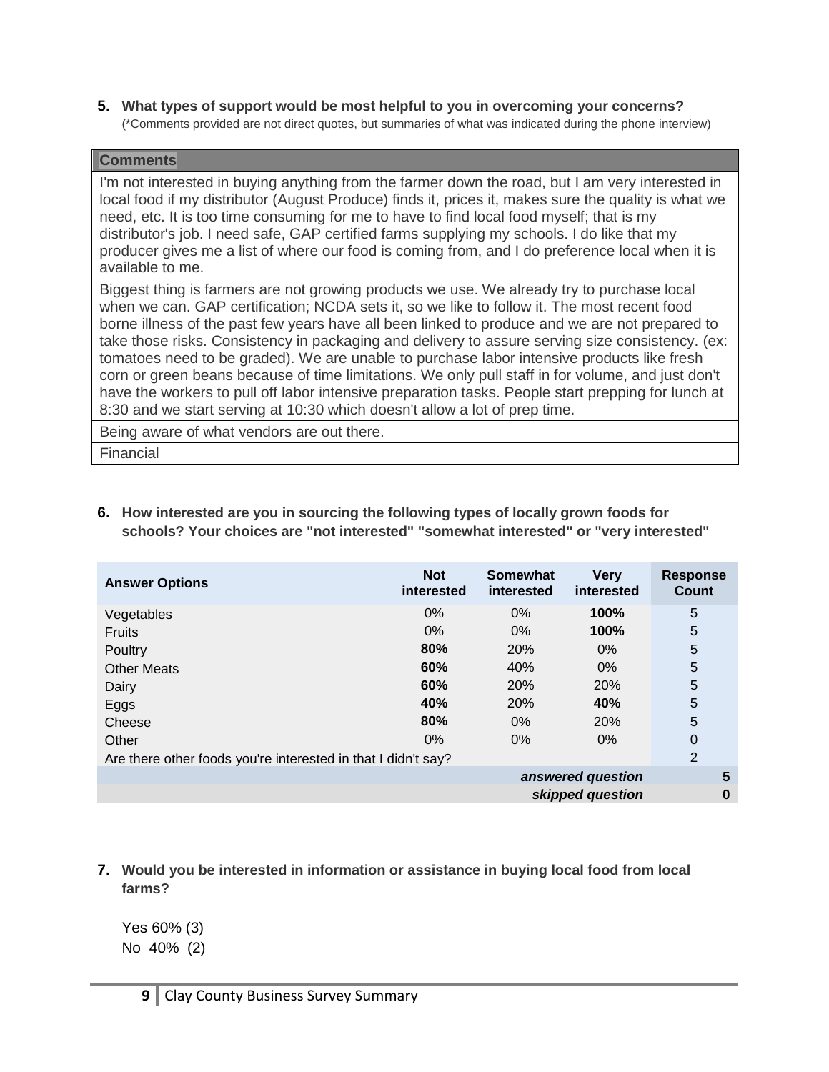**5. What types of support would be most helpful to you in overcoming your concerns?**

(*Comments provided are not direct quotes, but summaries of what was indicated during the phone interview)

| Comments |
| --- |
| I'm not interested in buying anything from the farmer down the road, but I am very interested in local food if my distributor (August Produce) finds it, prices it, makes sure the quality is what we need, etc. It is too time consuming for me to have to find local food myself; that is my distributor's job. I need safe, GAP certified farms supplying my schools. I do like that my producer gives me a list of where our food is coming from, and I do preference local when it is available to me. |
| Biggest thing is farmers are not growing products we use. We already try to purchase local when we can. GAP certification; NCDA sets it, so we like to follow it. The most recent food borne illness of the past few years have all been linked to produce and we are not prepared to take those risks. Consistency in packaging and delivery to assure serving size consistency. (ex: tomatoes need to be graded). We are unable to purchase labor intensive products like fresh corn or green beans because of time limitations. We only pull staff in for volume, and just don't have the workers to pull off labor intensive preparation tasks. People start prepping for lunch at 8:30 and we start serving at 10:30 which doesn't allow a lot of prep time. |
| Being aware of what vendors are out there. |
| Financial |

**6. How interested are you in sourcing the following types of locally grown foods for schools? Your choices are "not interested" "somewhat interested" or "very interested"**

| Answer Options | Not interested | Somewhat interested | Very interested | Response Count |
| --- | --- | --- | --- | --- |
| Vegetables | 0% | 0% | **100%** | 5 |
| Fruits | 0% | 0% | **100%** | 5 |
| Poultry | **80%** | 20% | 0% | 5 |
| Other Meats | **60%** | 40% | 0% | 5 |
| Dairy | **60%** | 20% | 20% | 5 |
| Eggs | **40%** | 20% | **40%** | 5 |
| Cheese | **80%** | 0% | 20% | 5 |
| Other | 0% | 0% | 0% | 0 |
| Are there other foods you're interested in that I didn't say? | | | | 2 |
| | | | *answered question* | **5** |
| | | | *skipped question* | **0** |

**7. Would you be interested in information or assistance in buying local food from local farms?**

Yes 60% (3)
No 40% (2)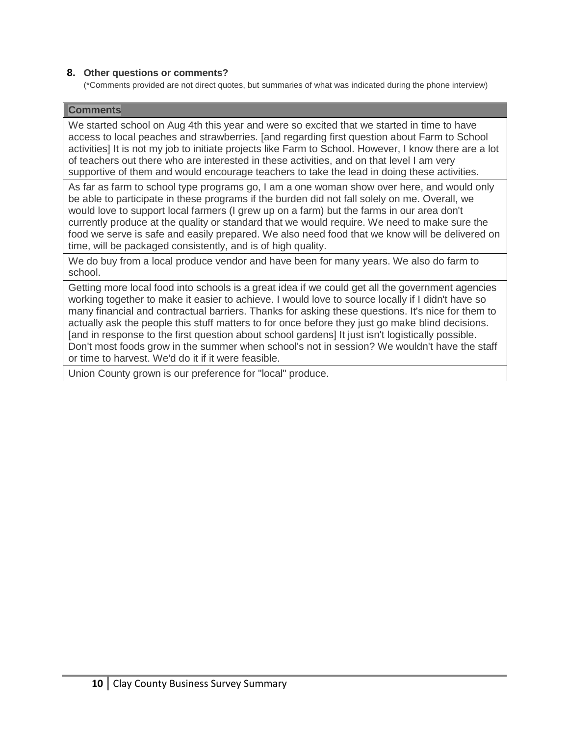**8. Other questions or comments?**

(*Comments provided are not direct quotes, but summaries of what was indicated during the phone interview)

| Comments |
| --- |
| We started school on Aug 4th this year and were so excited that we started in time to have access to local peaches and strawberries. [and regarding first question about Farm to School activities] It is not my job to initiate projects like Farm to School. However, I know there are a lot of teachers out there who are interested in these activities, and on that level I am very supportive of them and would encourage teachers to take the lead in doing these activities. |
| As far as farm to school type programs go, I am a one woman show over here, and would only be able to participate in these programs if the burden did not fall solely on me. Overall, we would love to support local farmers (I grew up on a farm) but the farms in our area don't currently produce at the quality or standard that we would require. We need to make sure the food we serve is safe and easily prepared. We also need food that we know will be delivered on time, will be packaged consistently, and is of high quality. |
| We do buy from a local produce vendor and have been for many years. We also do farm to school. |
| Getting more local food into schools is a great idea if we could get all the government agencies working together to make it easier to achieve. I would love to source locally if I didn't have so many financial and contractual barriers. Thanks for asking these questions. It's nice for them to actually ask the people this stuff matters to for once before they just go make blind decisions. [and in response to the first question about school gardens] It just isn't logistically possible. Don't most foods grow in the summer when school's not in session? We wouldn't have the staff or time to harvest. We'd do it if it were feasible. |
| Union County grown is our preference for "local" produce. |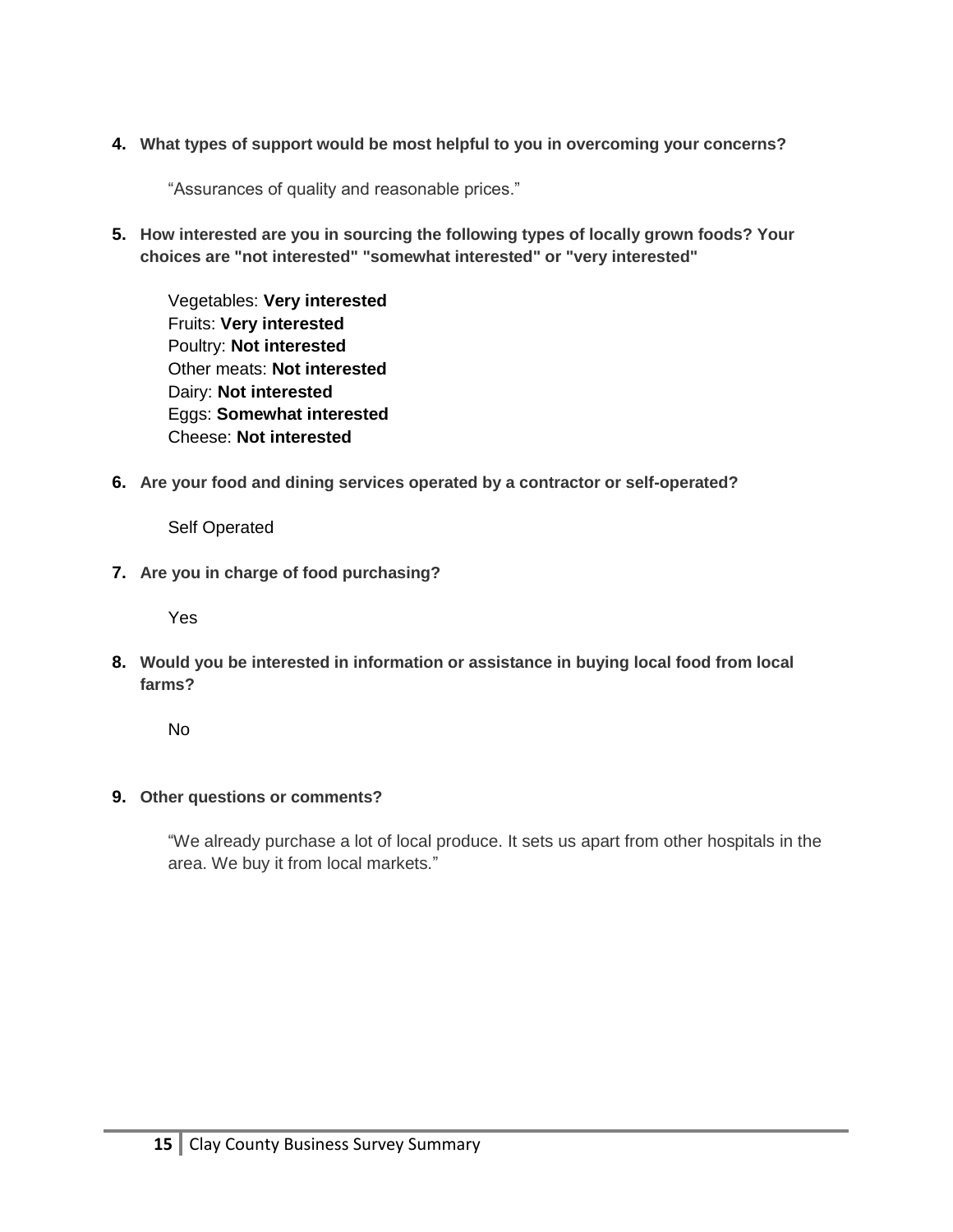**4. What types of support would be most helpful to you in overcoming your concerns?**

"Assurances of quality and reasonable prices."

**5. How interested are you in sourcing the following types of locally grown foods? Your choices are "not interested" "somewhat interested" or "very interested"**

Vegetables: **Very interested**
Fruits: **Very interested**
Poultry: **Not interested**
Other meats: **Not interested**
Dairy: **Not interested**
Eggs: **Somewhat interested**
Cheese: **Not interested**

**6. Are your food and dining services operated by a contractor or self-operated?**

Self Operated

**7. Are you in charge of food purchasing?**

Yes

**8. Would you be interested in information or assistance in buying local food from local farms?**

No

**9. Other questions or comments?**

"We already purchase a lot of local produce. It sets us apart from other hospitals in the area. We buy it from local markets."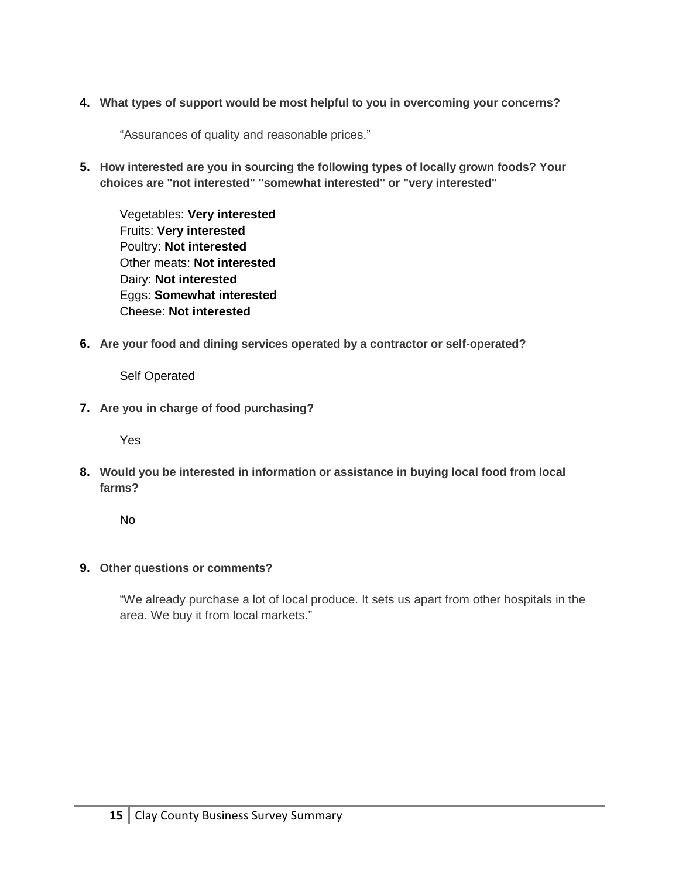**4. What types of support would be most helpful to you in overcoming your concerns?**

"Assurances of quality and reasonable prices."

**5. How interested are you in sourcing the following types of locally grown foods? Your choices are "not interested" "somewhat interested" or "very interested"**

Vegetables: **Very interested**
Fruits: **Very interested**
Poultry: **Not interested**
Other meats: **Not interested**
Dairy: **Not interested**
Eggs: **Somewhat interested**
Cheese: **Not interested**

**6. Are your food and dining services operated by a contractor or self-operated?**

Self Operated

**7. Are you in charge of food purchasing?**

Yes

**8. Would you be interested in information or assistance in buying local food from local farms?**

No

**9. Other questions or comments?**

"We already purchase a lot of local produce. It sets us apart from other hospitals in the area. We buy it from local markets."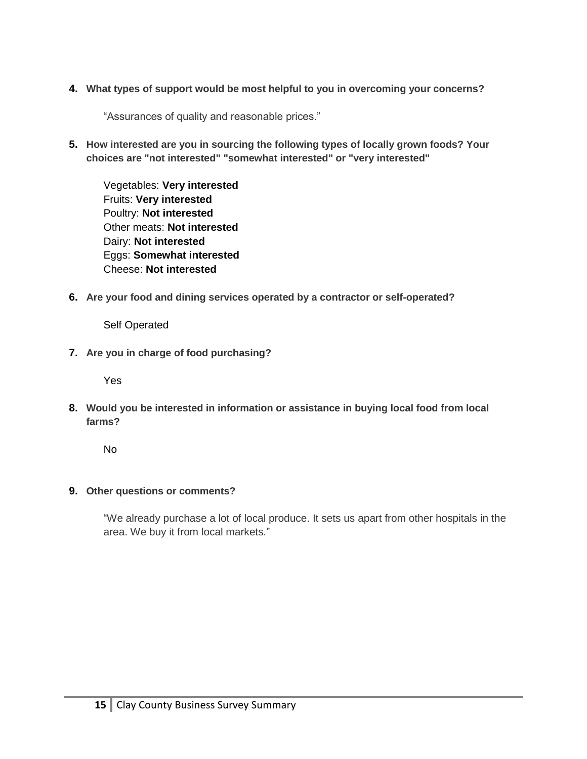**4. What types of support would be most helpful to you in overcoming your concerns?**

"Assurances of quality and reasonable prices."

**5. How interested are you in sourcing the following types of locally grown foods? Your choices are "not interested" "somewhat interested" or "very interested"**

Vegetables: **Very interested**
Fruits: **Very interested**
Poultry: **Not interested**
Other meats: **Not interested**
Dairy: **Not interested**
Eggs: **Somewhat interested**
Cheese: **Not interested**

**6. Are your food and dining services operated by a contractor or self-operated?**

Self Operated

**7. Are you in charge of food purchasing?**

Yes

**8. Would you be interested in information or assistance in buying local food from local farms?**

No

**9. Other questions or comments?**

"We already purchase a lot of local produce. It sets us apart from other hospitals in the area. We buy it from local markets."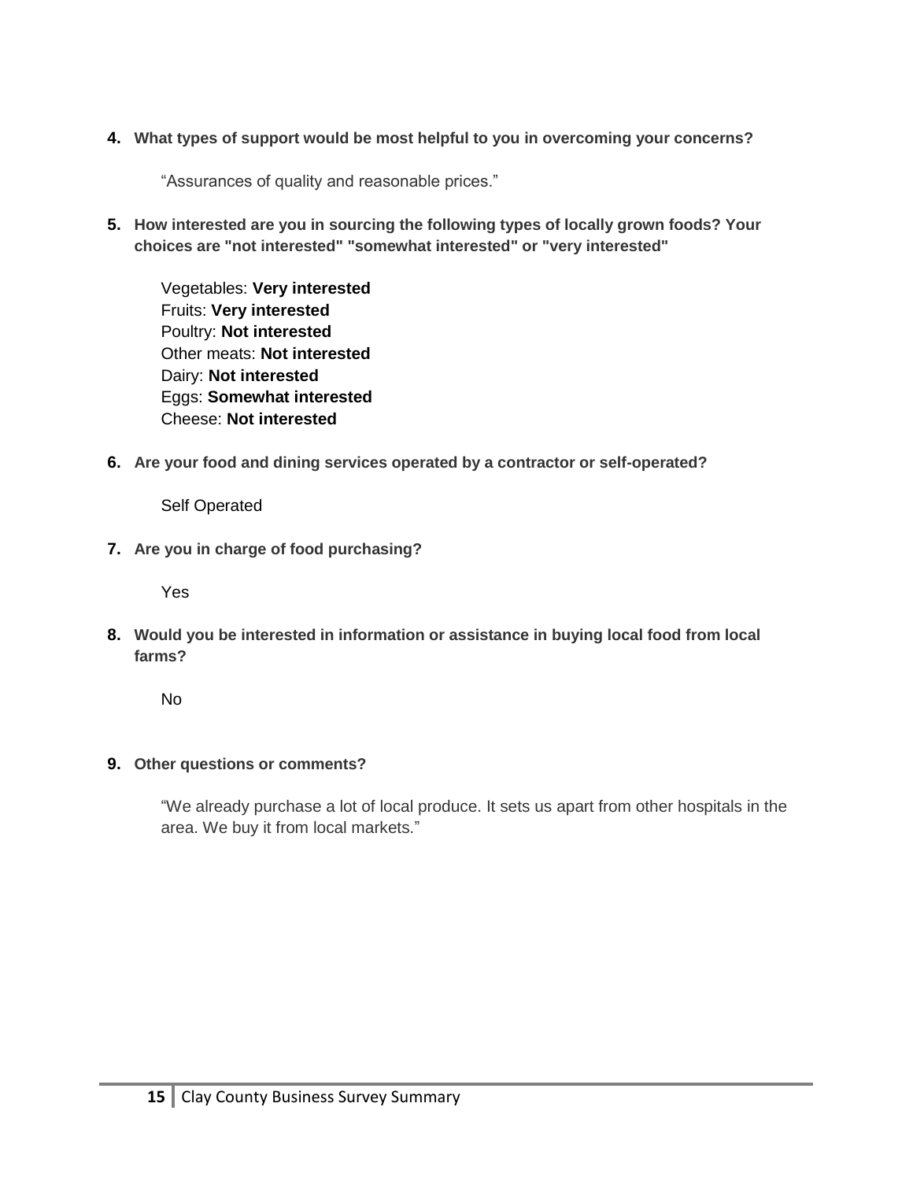**4. What types of support would be most helpful to you in overcoming your concerns?**

"Assurances of quality and reasonable prices."

**5. How interested are you in sourcing the following types of locally grown foods? Your choices are "not interested" "somewhat interested" or "very interested"**

Vegetables: **Very interested**
Fruits: **Very interested**
Poultry: **Not interested**
Other meats: **Not interested**
Dairy: **Not interested**
Eggs: **Somewhat interested**
Cheese: **Not interested**

**6. Are your food and dining services operated by a contractor or self-operated?**

Self Operated

**7. Are you in charge of food purchasing?**

Yes

**8. Would you be interested in information or assistance in buying local food from local farms?**

No

**9. Other questions or comments?**

"We already purchase a lot of local produce. It sets us apart from other hospitals in the area. We buy it from local markets."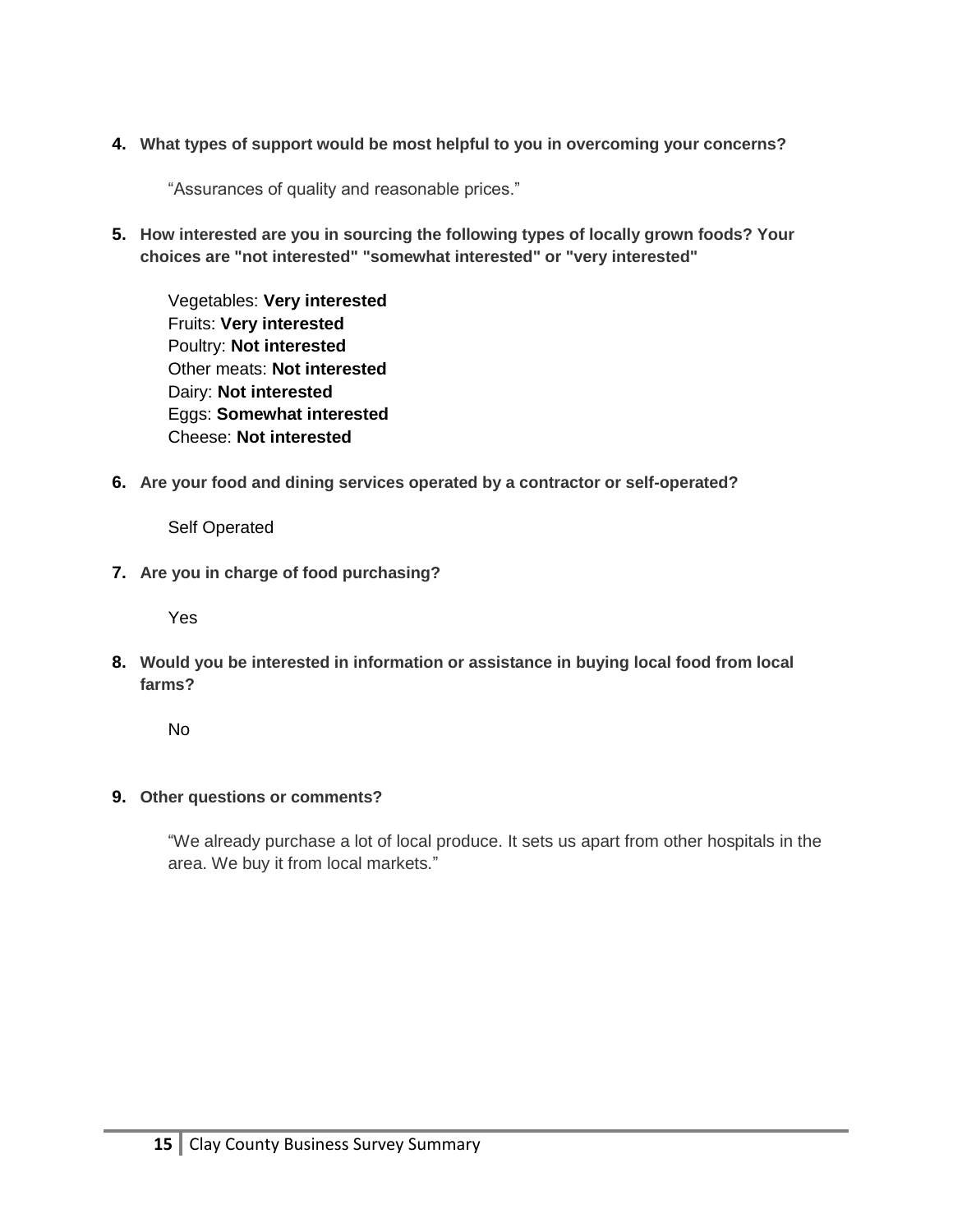**4. What types of support would be most helpful to you in overcoming your concerns?**

"Assurances of quality and reasonable prices."

**5. How interested are you in sourcing the following types of locally grown foods? Your choices are "not interested" "somewhat interested" or "very interested"**

Vegetables: **Very interested**
Fruits: **Very interested**
Poultry: **Not interested**
Other meats: **Not interested**
Dairy: **Not interested**
Eggs: **Somewhat interested**
Cheese: **Not interested**

**6. Are your food and dining services operated by a contractor or self-operated?**

Self Operated

**7. Are you in charge of food purchasing?**

Yes

**8. Would you be interested in information or assistance in buying local food from local farms?**

No

**9. Other questions or comments?**

"We already purchase a lot of local produce. It sets us apart from other hospitals in the area. We buy it from local markets."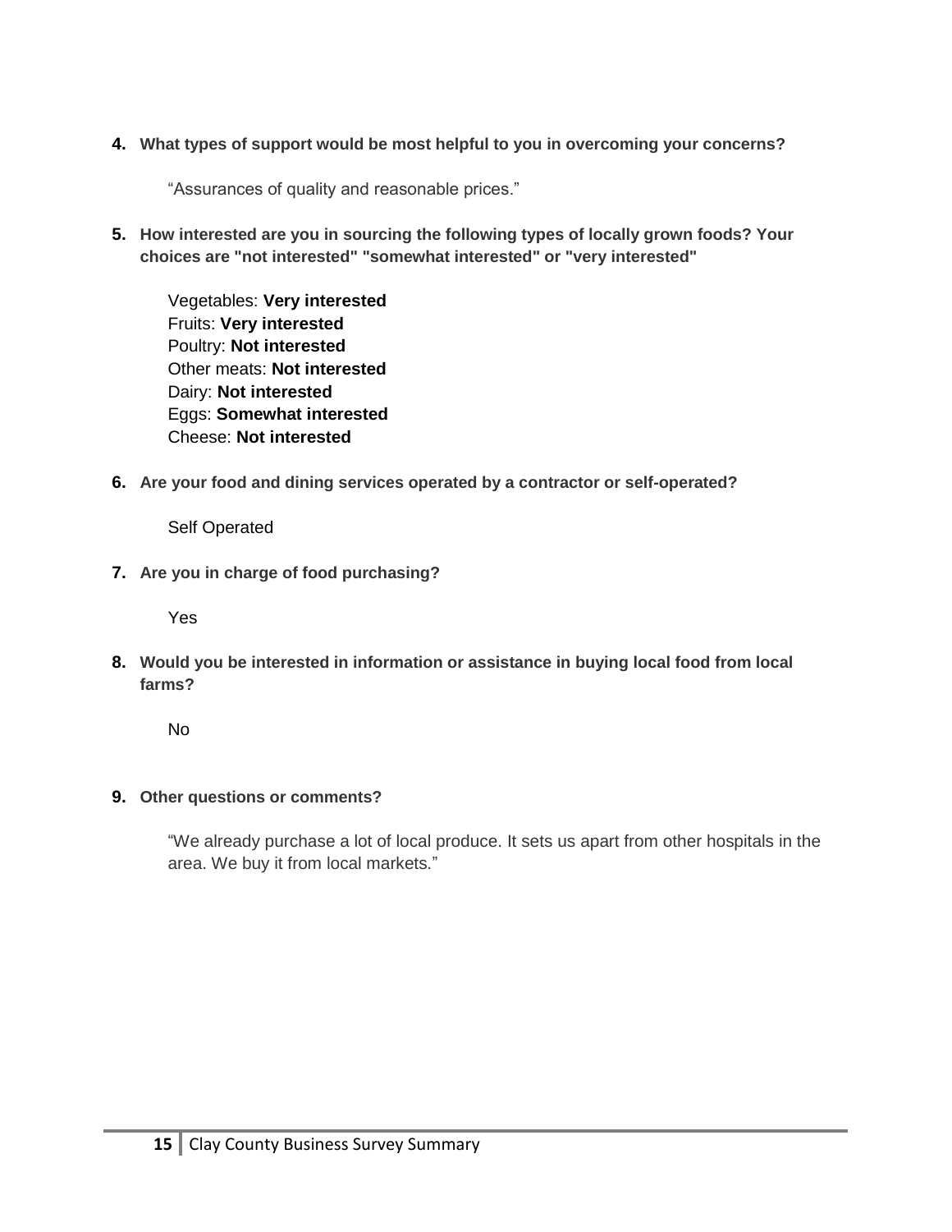**4. What types of support would be most helpful to you in overcoming your concerns?**

"Assurances of quality and reasonable prices."

**5. How interested are you in sourcing the following types of locally grown foods? Your choices are "not interested" "somewhat interested" or "very interested"**

Vegetables: **Very interested**
Fruits: **Very interested**
Poultry: **Not interested**
Other meats: **Not interested**
Dairy: **Not interested**
Eggs: **Somewhat interested**
Cheese: **Not interested**

**6. Are your food and dining services operated by a contractor or self-operated?**

Self Operated

**7. Are you in charge of food purchasing?**

Yes

**8. Would you be interested in information or assistance in buying local food from local farms?**

No

**9. Other questions or comments?**

"We already purchase a lot of local produce. It sets us apart from other hospitals in the area. We buy it from local markets."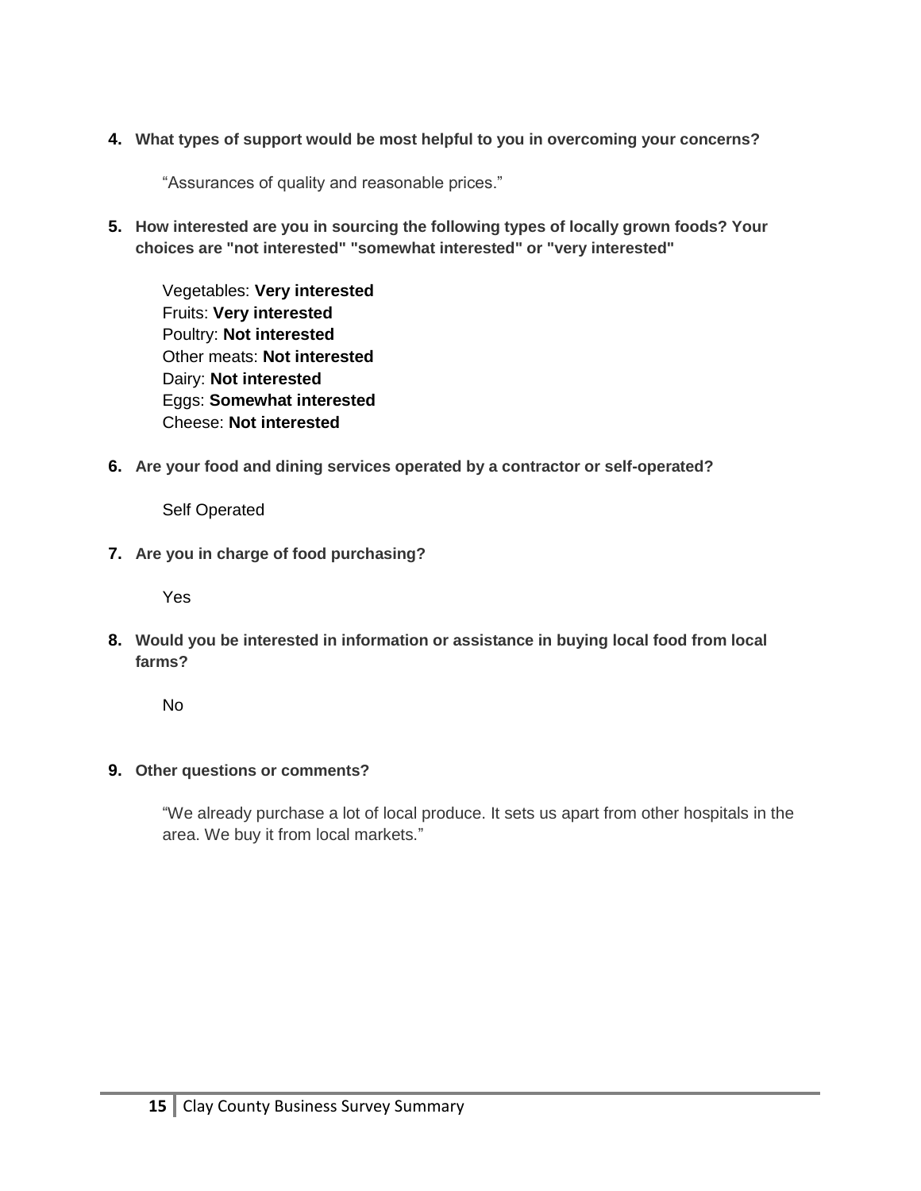**4. What types of support would be most helpful to you in overcoming your concerns?**

"Assurances of quality and reasonable prices."

**5. How interested are you in sourcing the following types of locally grown foods? Your choices are "not interested" "somewhat interested" or "very interested"**

Vegetables: **Very interested**  
Fruits: **Very interested**  
Poultry: **Not interested**  
Other meats: **Not interested**  
Dairy: **Not interested**  
Eggs: **Somewhat interested**  
Cheese: **Not interested**

**6. Are your food and dining services operated by a contractor or self-operated?**

Self Operated

**7. Are you in charge of food purchasing?**

Yes

**8. Would you be interested in information or assistance in buying local food from local farms?**

No

**9. Other questions or comments?**

"We already purchase a lot of local produce. It sets us apart from other hospitals in the area. We buy it from local markets."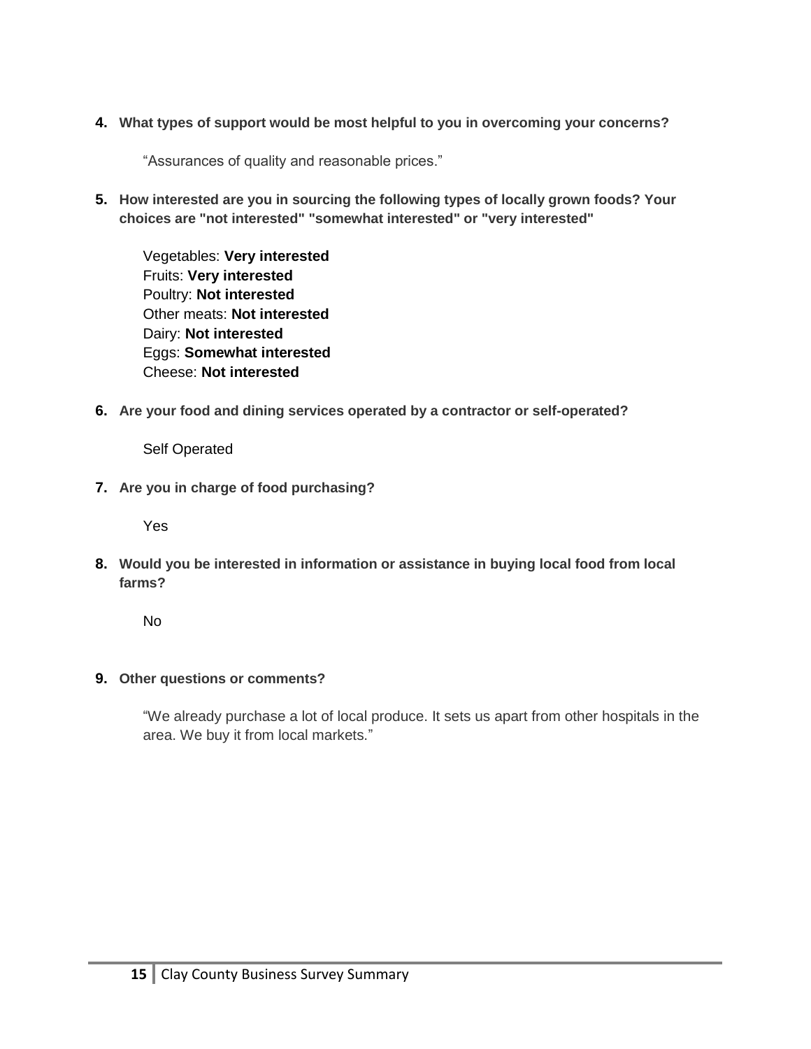**4. What types of support would be most helpful to you in overcoming your concerns?**

"Assurances of quality and reasonable prices."

**5. How interested are you in sourcing the following types of locally grown foods? Your choices are "not interested" "somewhat interested" or "very interested"**

Vegetables: **Very interested**
Fruits: **Very interested**
Poultry: **Not interested**
Other meats: **Not interested**
Dairy: **Not interested**
Eggs: **Somewhat interested**
Cheese: **Not interested**

**6. Are your food and dining services operated by a contractor or self-operated?**

Self Operated

**7. Are you in charge of food purchasing?**

Yes

**8. Would you be interested in information or assistance in buying local food from local farms?**

No

**9. Other questions or comments?**

"We already purchase a lot of local produce. It sets us apart from other hospitals in the area. We buy it from local markets."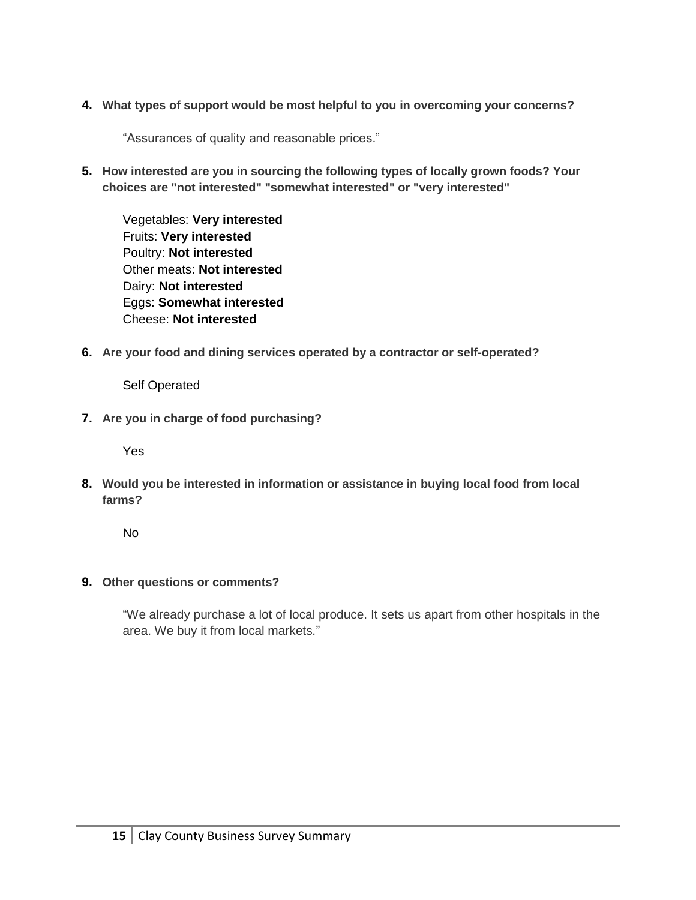**4. What types of support would be most helpful to you in overcoming your concerns?**

“Assurances of quality and reasonable prices.”

**5. How interested are you in sourcing the following types of locally grown foods? Your choices are "not interested" "somewhat interested" or "very interested"**

Vegetables: **Very interested**
Fruits: **Very interested**
Poultry: **Not interested**
Other meats: **Not interested**
Dairy: **Not interested**
Eggs: **Somewhat interested**
Cheese: **Not interested**

**6. Are your food and dining services operated by a contractor or self-operated?**

Self Operated

**7. Are you in charge of food purchasing?**

Yes

**8. Would you be interested in information or assistance in buying local food from local farms?**

No

**9. Other questions or comments?**

“We already purchase a lot of local produce. It sets us apart from other hospitals in the area. We buy it from local markets.”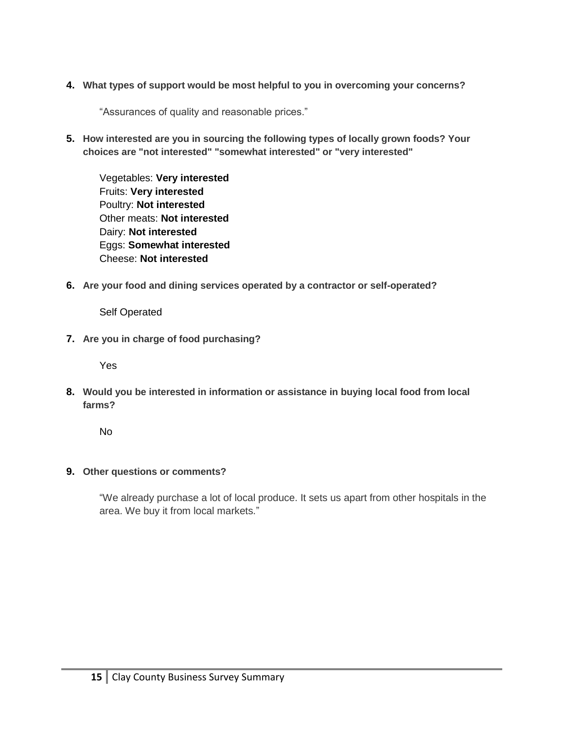4. **What types of support would be most helpful to you in overcoming your concerns?**

   "Assurances of quality and reasonable prices."

5. **How interested are you in sourcing the following types of locally grown foods? Your choices are "not interested" "somewhat interested" or "very interested"**

   Vegetables: **Very interested**
   Fruits: **Very interested**
   Poultry: **Not interested**
   Other meats: **Not interested**
   Dairy: **Not interested**
   Eggs: **Somewhat interested**
   Cheese: **Not interested**

6. **Are your food and dining services operated by a contractor or self-operated?**

   Self Operated

7. **Are you in charge of food purchasing?**

   Yes

8. **Would you be interested in information or assistance in buying local food from local farms?**

   No

9. **Other questions or comments?**

   "We already purchase a lot of local produce. It sets us apart from other hospitals in the area. We buy it from local markets."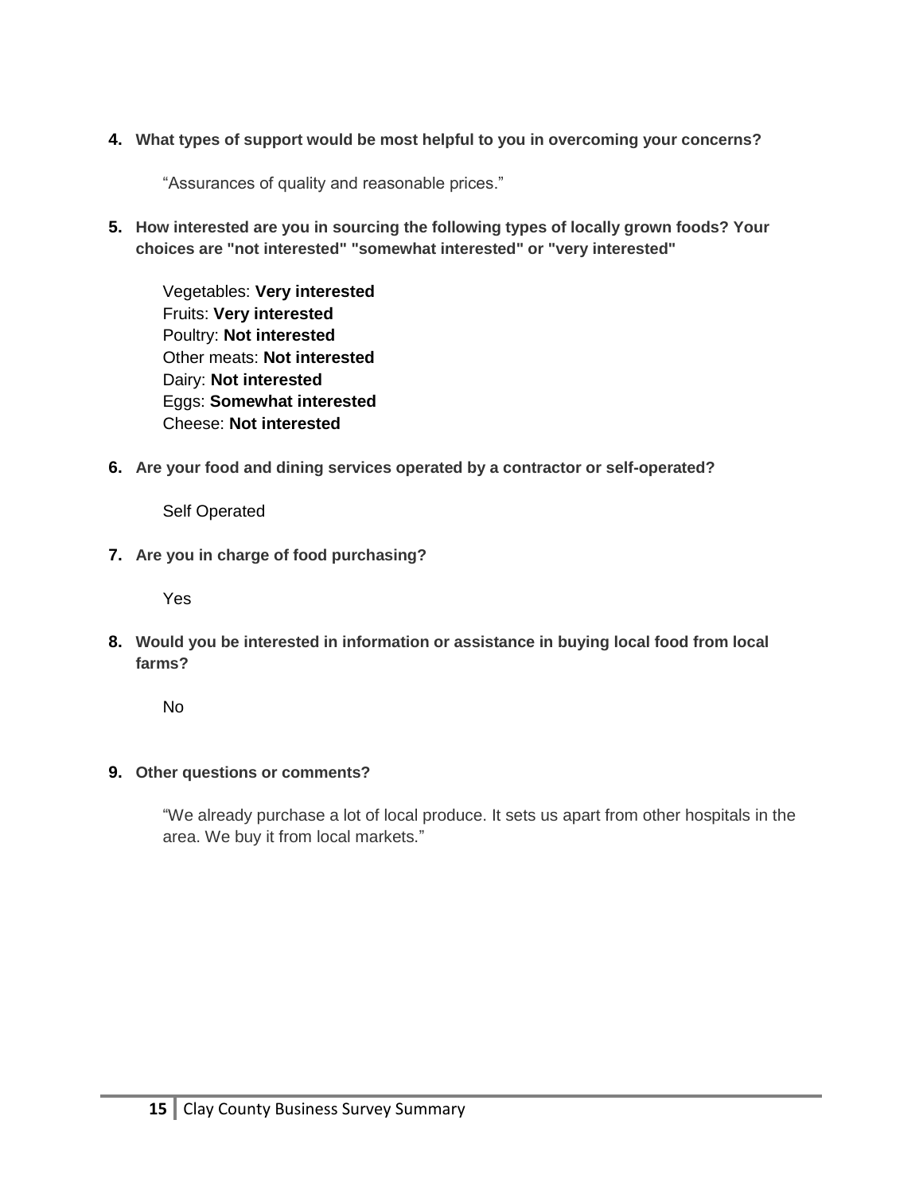4. **What types of support would be most helpful to you in overcoming your concerns?**

   "Assurances of quality and reasonable prices."

5. **How interested are you in sourcing the following types of locally grown foods? Your choices are "not interested" "somewhat interested" or "very interested"**

   Vegetables: **Very interested**
   Fruits: **Very interested**
   Poultry: **Not interested**
   Other meats: **Not interested**
   Dairy: **Not interested**
   Eggs: **Somewhat interested**
   Cheese: **Not interested**

6. **Are your food and dining services operated by a contractor or self-operated?**

   Self Operated

7. **Are you in charge of food purchasing?**

   Yes

8. **Would you be interested in information or assistance in buying local food from local farms?**

   No

9. **Other questions or comments?**

   "We already purchase a lot of local produce. It sets us apart from other hospitals in the area. We buy it from local markets."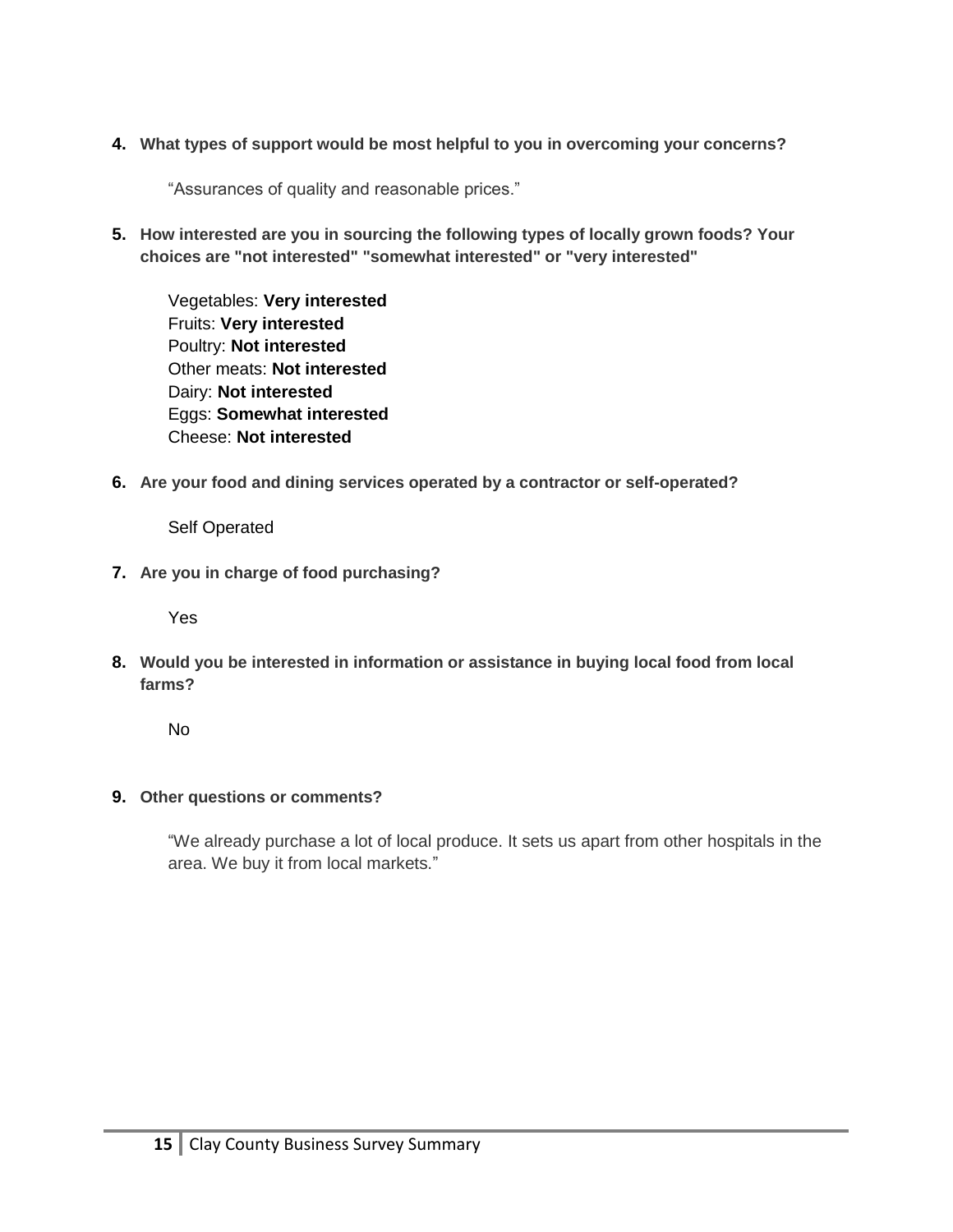**4. What types of support would be most helpful to you in overcoming your concerns?**

"Assurances of quality and reasonable prices."

**5. How interested are you in sourcing the following types of locally grown foods? Your choices are "not interested" "somewhat interested" or "very interested"**

Vegetables: **Very interested**
Fruits: **Very interested**
Poultry: **Not interested**
Other meats: **Not interested**
Dairy: **Not interested**
Eggs: **Somewhat interested**
Cheese: **Not interested**

**6. Are your food and dining services operated by a contractor or self-operated?**

Self Operated

**7. Are you in charge of food purchasing?**

Yes

**8. Would you be interested in information or assistance in buying local food from local farms?**

No

**9. Other questions or comments?**

"We already purchase a lot of local produce. It sets us apart from other hospitals in the area. We buy it from local markets."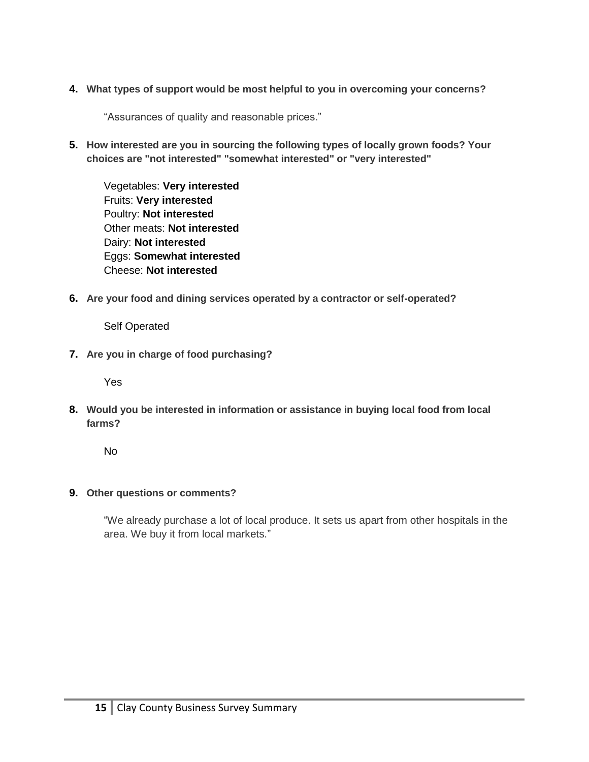**4. What types of support would be most helpful to you in overcoming your concerns?**

"Assurances of quality and reasonable prices."

**5. How interested are you in sourcing the following types of locally grown foods? Your choices are "not interested" "somewhat interested" or "very interested"**

Vegetables: **Very interested**
Fruits: **Very interested**
Poultry: **Not interested**
Other meats: **Not interested**
Dairy: **Not interested**
Eggs: **Somewhat interested**
Cheese: **Not interested**

**6. Are your food and dining services operated by a contractor or self-operated?**

Self Operated

**7. Are you in charge of food purchasing?**

Yes

**8. Would you be interested in information or assistance in buying local food from local farms?**

No

**9. Other questions or comments?**

"We already purchase a lot of local produce. It sets us apart from other hospitals in the area. We buy it from local markets."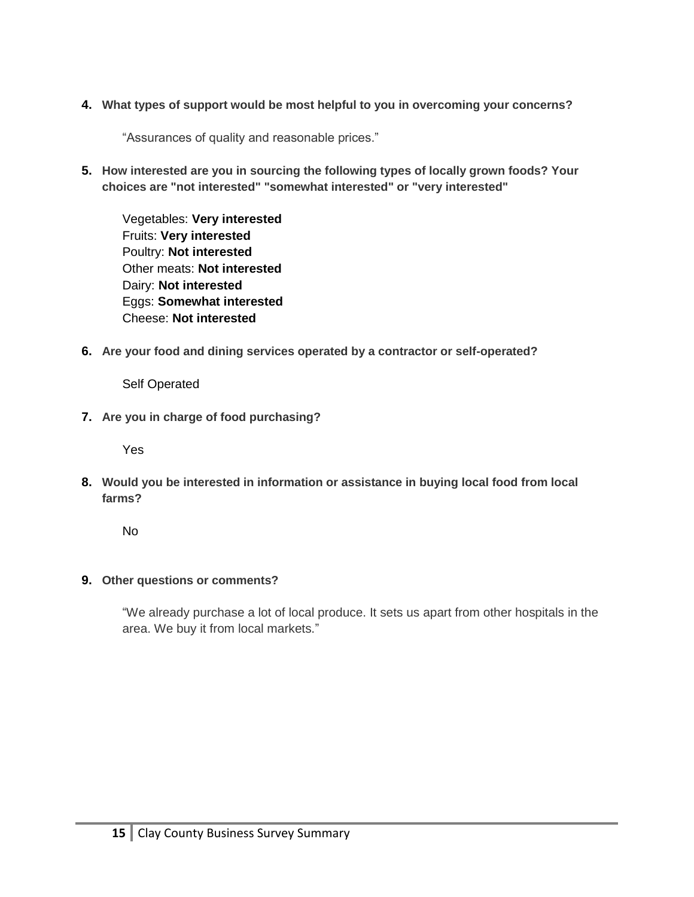**4. What types of support would be most helpful to you in overcoming your concerns?**

"Assurances of quality and reasonable prices."

**5. How interested are you in sourcing the following types of locally grown foods? Your choices are "not interested" "somewhat interested" or "very interested"**

Vegetables: **Very interested**
Fruits: **Very interested**
Poultry: **Not interested**
Other meats: **Not interested**
Dairy: **Not interested**
Eggs: **Somewhat interested**
Cheese: **Not interested**

**6. Are your food and dining services operated by a contractor or self-operated?**

Self Operated

**7. Are you in charge of food purchasing?**

Yes

**8. Would you be interested in information or assistance in buying local food from local farms?**

No

**9. Other questions or comments?**

"We already purchase a lot of local produce. It sets us apart from other hospitals in the area. We buy it from local markets."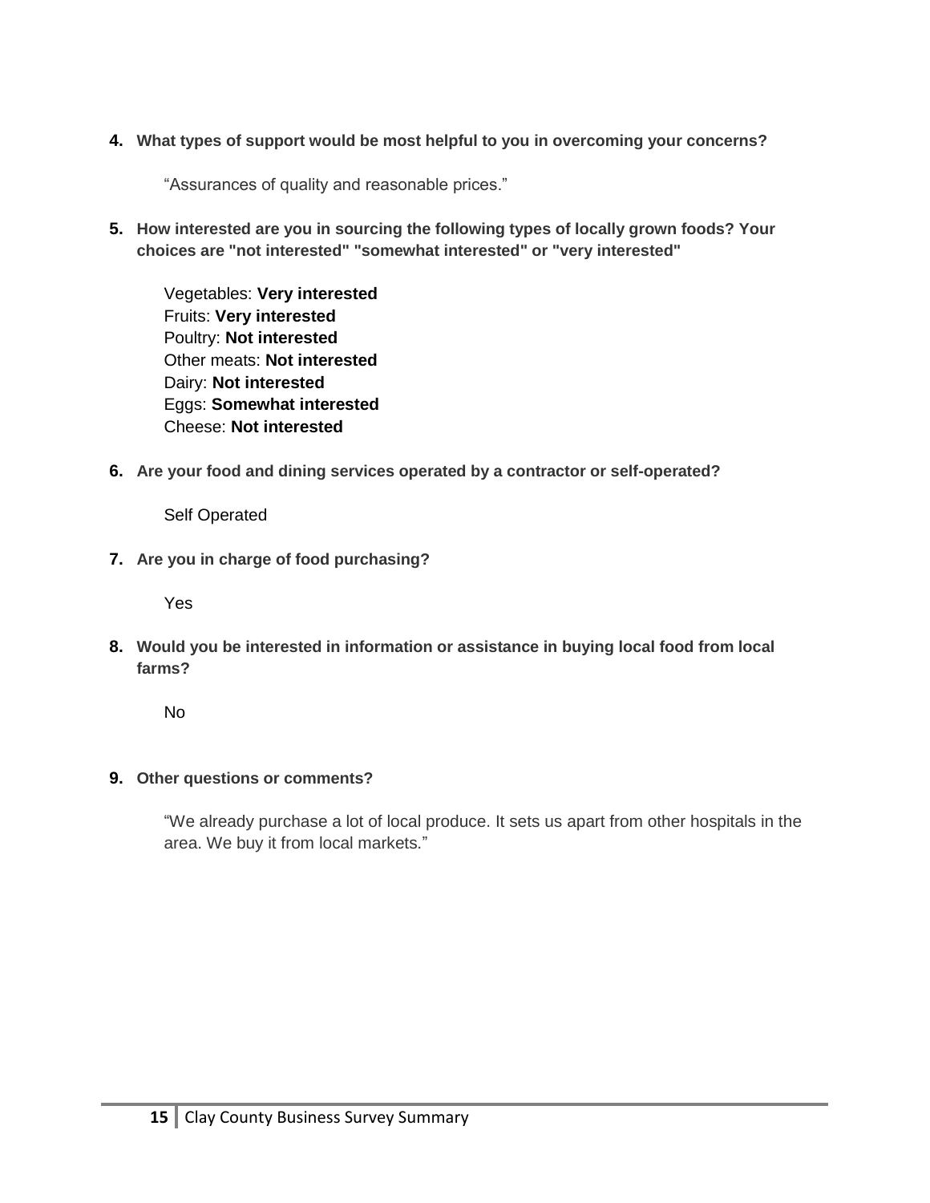**4. What types of support would be most helpful to you in overcoming your concerns?**

"Assurances of quality and reasonable prices."

**5. How interested are you in sourcing the following types of locally grown foods? Your choices are "not interested" "somewhat interested" or "very interested"**

Vegetables: **Very interested**
Fruits: **Very interested**
Poultry: **Not interested**
Other meats: **Not interested**
Dairy: **Not interested**
Eggs: **Somewhat interested**
Cheese: **Not interested**

**6. Are your food and dining services operated by a contractor or self-operated?**

Self Operated

**7. Are you in charge of food purchasing?**

Yes

**8. Would you be interested in information or assistance in buying local food from local farms?**

No

**9. Other questions or comments?**

"We already purchase a lot of local produce. It sets us apart from other hospitals in the area. We buy it from local markets."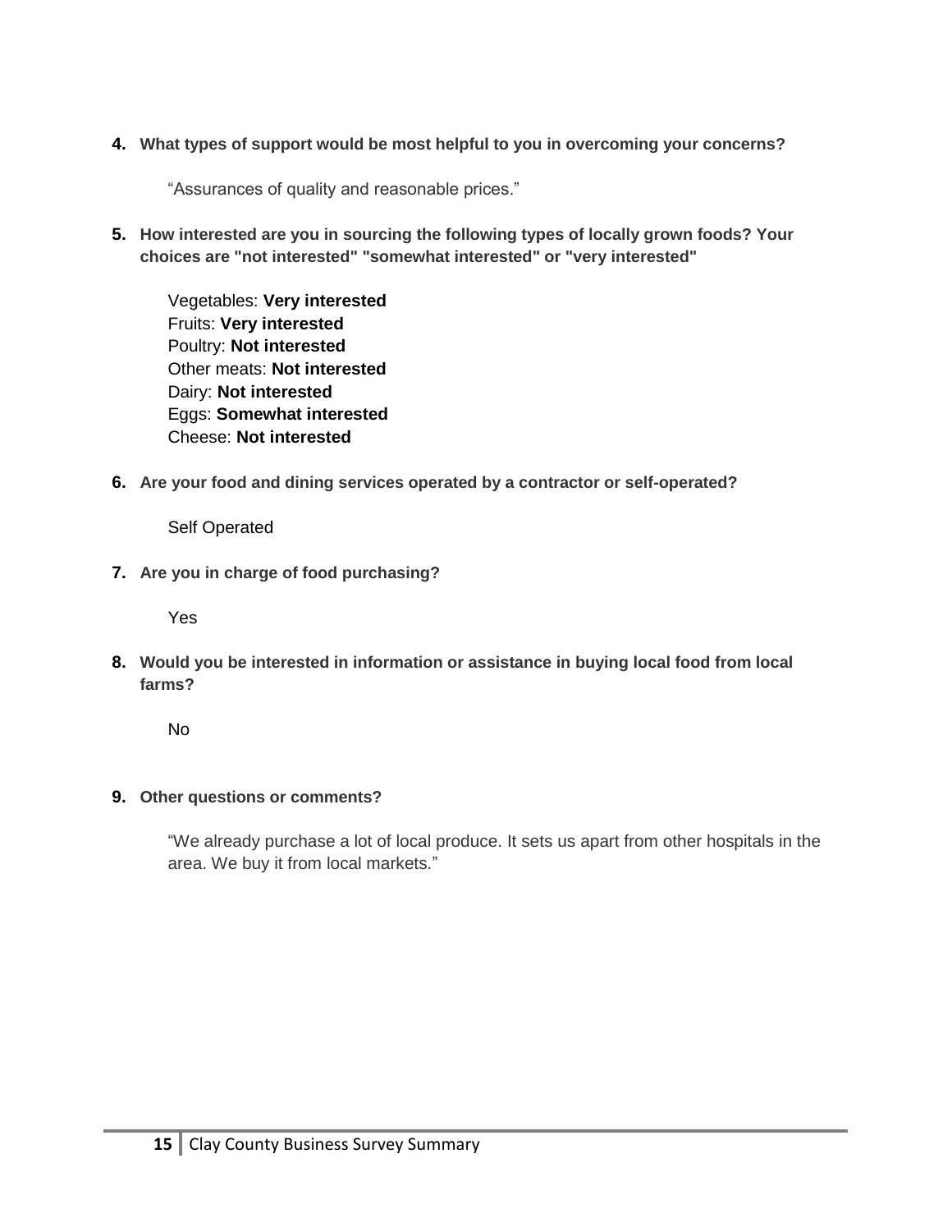**4. What types of support would be most helpful to you in overcoming your concerns?**

"Assurances of quality and reasonable prices."

**5. How interested are you in sourcing the following types of locally grown foods? Your choices are "not interested" "somewhat interested" or "very interested"**

Vegetables: **Very interested**
Fruits: **Very interested**
Poultry: **Not interested**
Other meats: **Not interested**
Dairy: **Not interested**
Eggs: **Somewhat interested**
Cheese: **Not interested**

**6. Are your food and dining services operated by a contractor or self-operated?**

Self Operated

**7. Are you in charge of food purchasing?**

Yes

**8. Would you be interested in information or assistance in buying local food from local farms?**

No

**9. Other questions or comments?**

"We already purchase a lot of local produce. It sets us apart from other hospitals in the area. We buy it from local markets."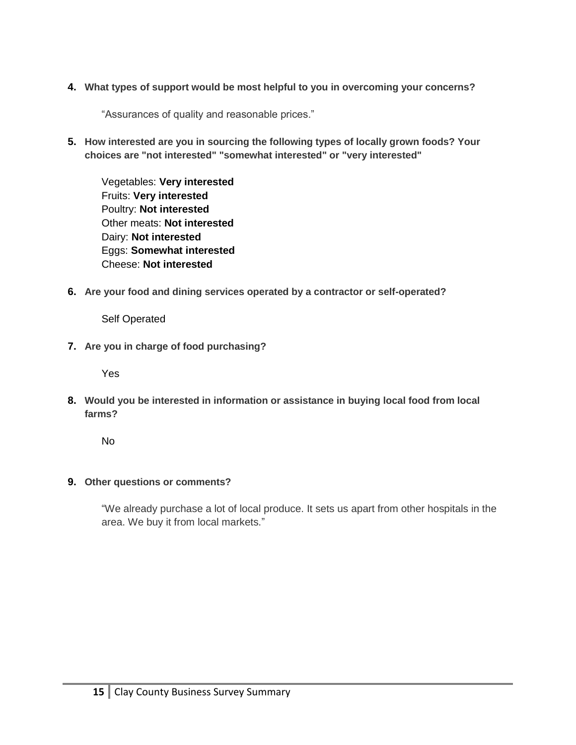**4. What types of support would be most helpful to you in overcoming your concerns?**

"Assurances of quality and reasonable prices."

**5. How interested are you in sourcing the following types of locally grown foods? Your choices are "not interested" "somewhat interested" or "very interested"**

Vegetables: **Very interested**
Fruits: **Very interested**
Poultry: **Not interested**
Other meats: **Not interested**
Dairy: **Not interested**
Eggs: **Somewhat interested**
Cheese: **Not interested**

**6. Are your food and dining services operated by a contractor or self-operated?**

Self Operated

**7. Are you in charge of food purchasing?**

Yes

**8. Would you be interested in information or assistance in buying local food from local farms?**

No

**9. Other questions or comments?**

"We already purchase a lot of local produce. It sets us apart from other hospitals in the area. We buy it from local markets."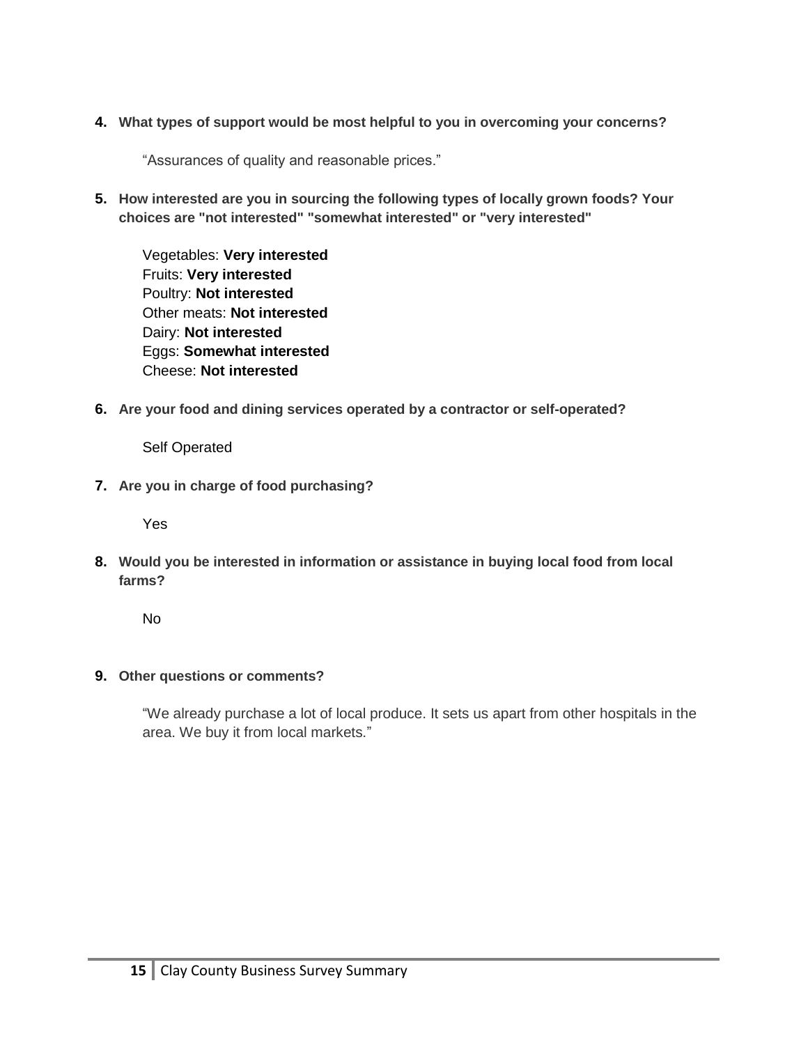**4. What types of support would be most helpful to you in overcoming your concerns?**

"Assurances of quality and reasonable prices."

**5. How interested are you in sourcing the following types of locally grown foods? Your choices are "not interested" "somewhat interested" or "very interested"**

Vegetables: **Very interested**
Fruits: **Very interested**
Poultry: **Not interested**
Other meats: **Not interested**
Dairy: **Not interested**
Eggs: **Somewhat interested**
Cheese: **Not interested**

**6. Are your food and dining services operated by a contractor or self-operated?**

Self Operated

**7. Are you in charge of food purchasing?**

Yes

**8. Would you be interested in information or assistance in buying local food from local farms?**

No

**9. Other questions or comments?**

"We already purchase a lot of local produce. It sets us apart from other hospitals in the area. We buy it from local markets."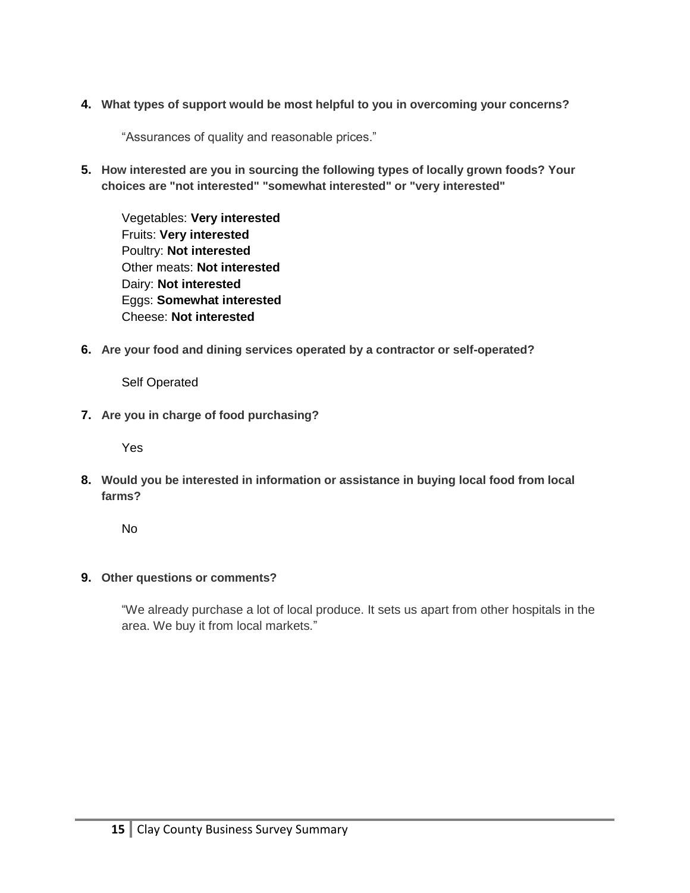**4. What types of support would be most helpful to you in overcoming your concerns?**

"Assurances of quality and reasonable prices."

**5. How interested are you in sourcing the following types of locally grown foods? Your choices are "not interested" "somewhat interested" or "very interested"**

Vegetables: **Very interested**
Fruits: **Very interested**
Poultry: **Not interested**
Other meats: **Not interested**
Dairy: **Not interested**
Eggs: **Somewhat interested**
Cheese: **Not interested**

**6. Are your food and dining services operated by a contractor or self-operated?**

Self Operated

**7. Are you in charge of food purchasing?**

Yes

**8. Would you be interested in information or assistance in buying local food from local farms?**

No

**9. Other questions or comments?**

"We already purchase a lot of local produce. It sets us apart from other hospitals in the area. We buy it from local markets."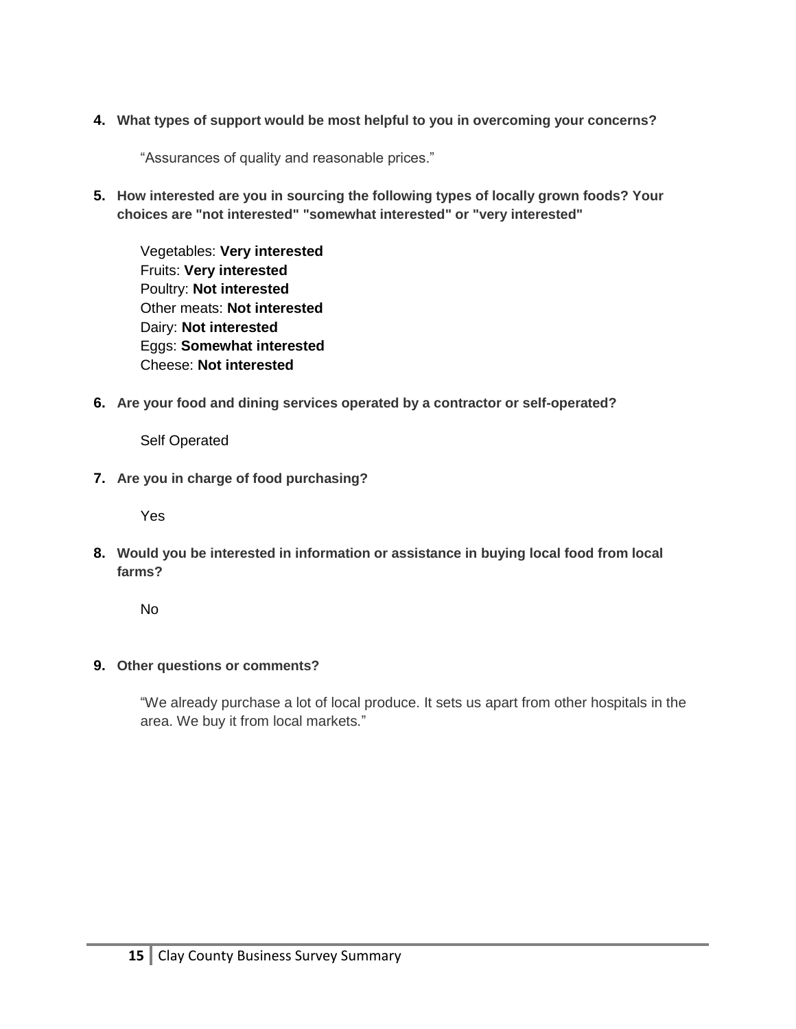**4. What types of support would be most helpful to you in overcoming your concerns?**

"Assurances of quality and reasonable prices."

**5. How interested are you in sourcing the following types of locally grown foods? Your choices are "not interested" "somewhat interested" or "very interested"**

Vegetables: **Very interested**
Fruits: **Very interested**
Poultry: **Not interested**
Other meats: **Not interested**
Dairy: **Not interested**
Eggs: **Somewhat interested**
Cheese: **Not interested**

**6. Are your food and dining services operated by a contractor or self-operated?**

Self Operated

**7. Are you in charge of food purchasing?**

Yes

**8. Would you be interested in information or assistance in buying local food from local farms?**

No

**9. Other questions or comments?**

"We already purchase a lot of local produce. It sets us apart from other hospitals in the area. We buy it from local markets."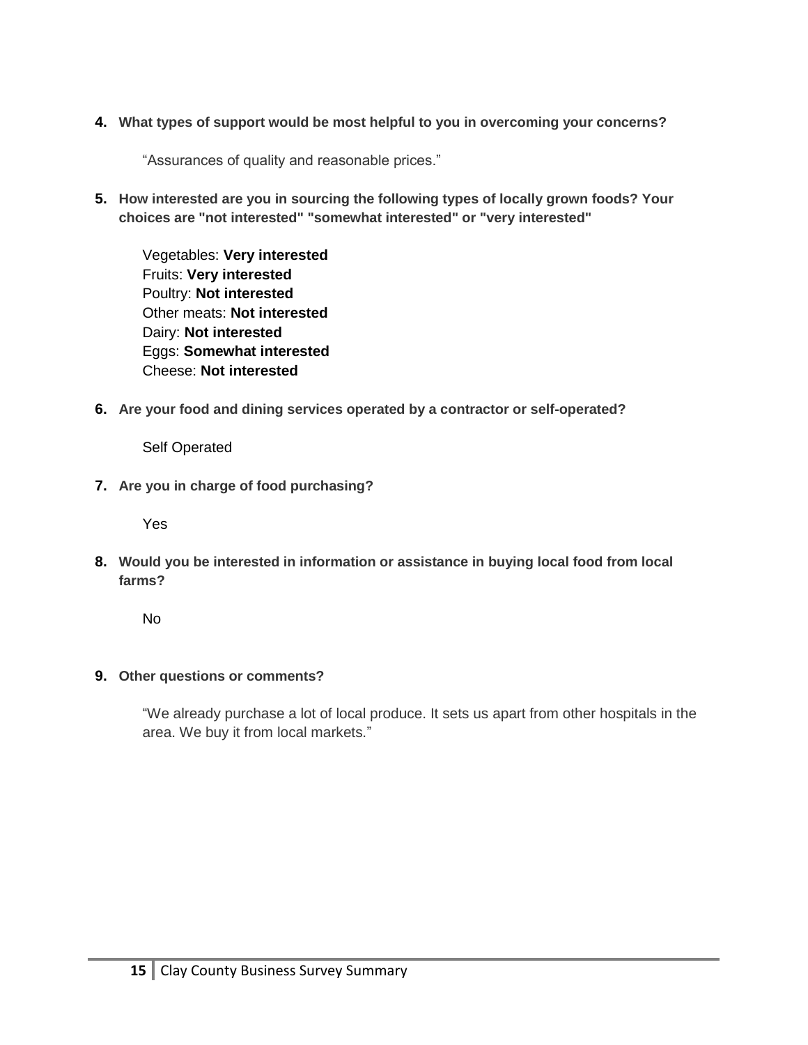**4. What types of support would be most helpful to you in overcoming your concerns?**

"Assurances of quality and reasonable prices."

**5. How interested are you in sourcing the following types of locally grown foods? Your choices are "not interested" "somewhat interested" or "very interested"**

Vegetables: **Very interested**
Fruits: **Very interested**
Poultry: **Not interested**
Other meats: **Not interested**
Dairy: **Not interested**
Eggs: **Somewhat interested**
Cheese: **Not interested**

**6. Are your food and dining services operated by a contractor or self-operated?**

Self Operated

**7. Are you in charge of food purchasing?**

Yes

**8. Would you be interested in information or assistance in buying local food from local farms?**

No

**9. Other questions or comments?**

"We already purchase a lot of local produce. It sets us apart from other hospitals in the area. We buy it from local markets."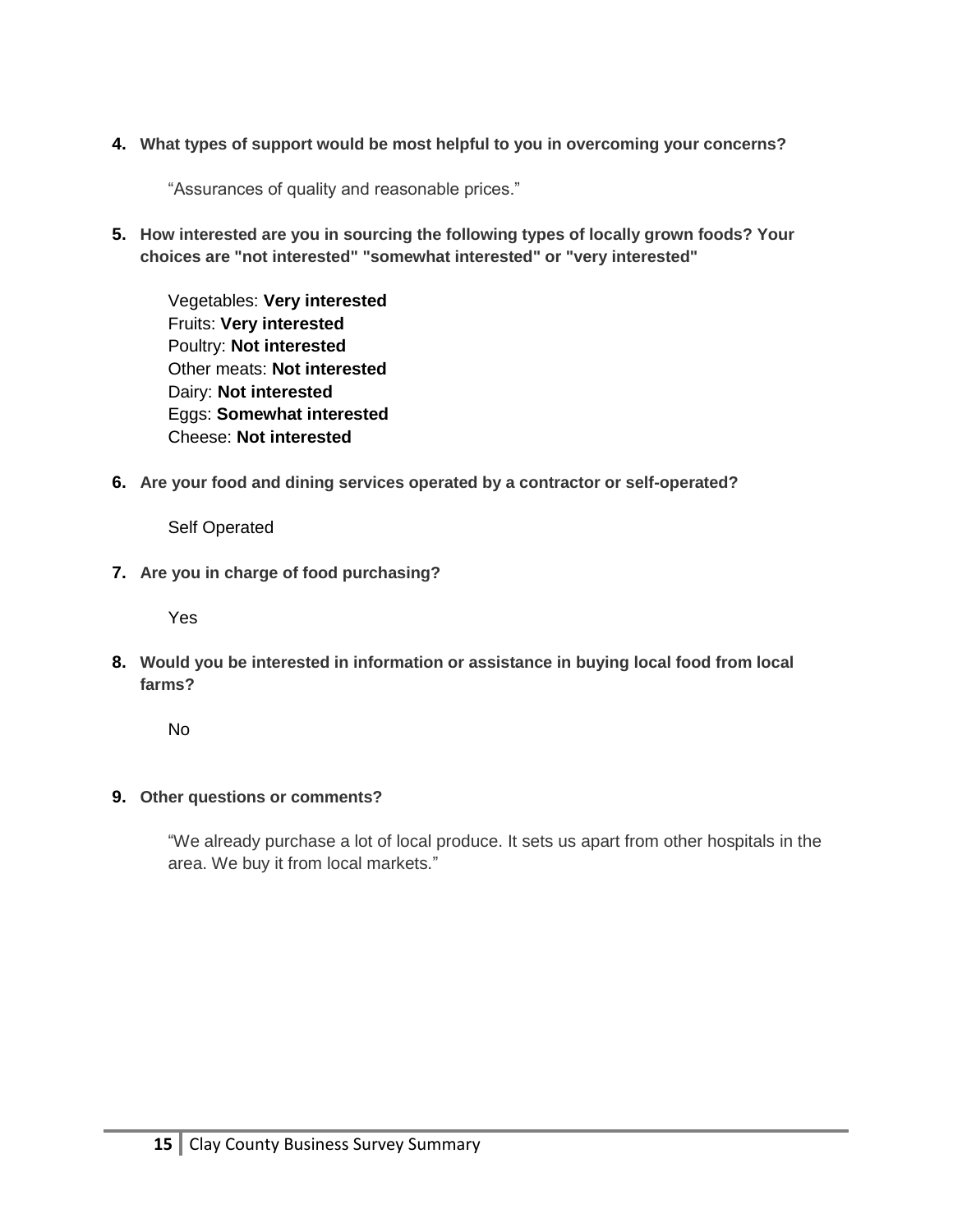**4. What types of support would be most helpful to you in overcoming your concerns?**

"Assurances of quality and reasonable prices."

**5. How interested are you in sourcing the following types of locally grown foods? Your choices are "not interested" "somewhat interested" or "very interested"**

Vegetables: **Very interested**
Fruits: **Very interested**
Poultry: **Not interested**
Other meats: **Not interested**
Dairy: **Not interested**
Eggs: **Somewhat interested**
Cheese: **Not interested**

**6. Are your food and dining services operated by a contractor or self-operated?**

Self Operated

**7. Are you in charge of food purchasing?**

Yes

**8. Would you be interested in information or assistance in buying local food from local farms?**

No

**9. Other questions or comments?**

"We already purchase a lot of local produce. It sets us apart from other hospitals in the area. We buy it from local markets."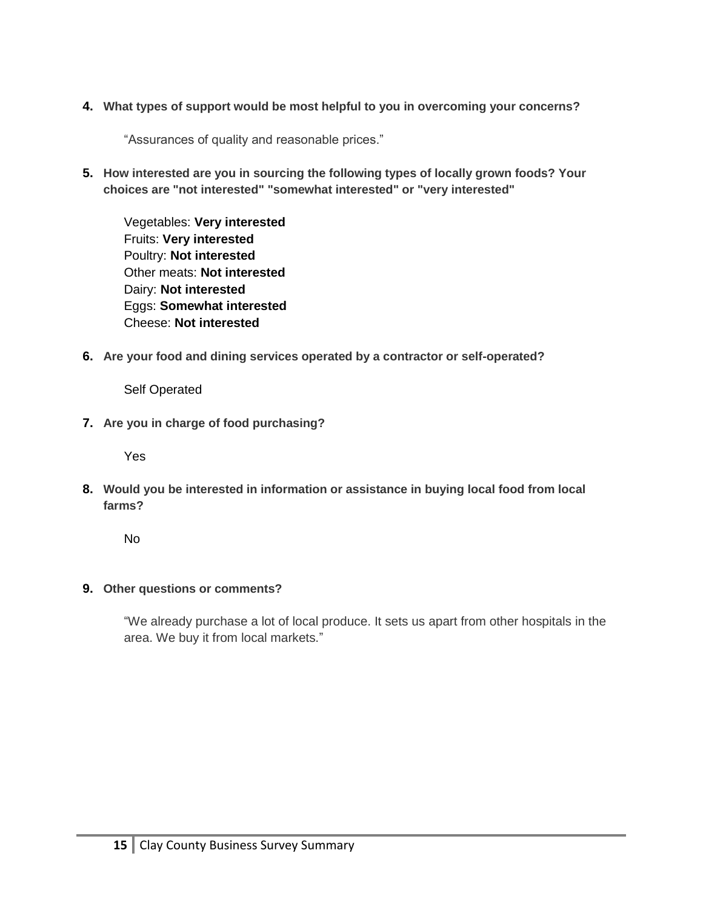**4. What types of support would be most helpful to you in overcoming your concerns?**

"Assurances of quality and reasonable prices."

**5. How interested are you in sourcing the following types of locally grown foods? Your choices are "not interested" "somewhat interested" or "very interested"**

Vegetables: **Very interested**
Fruits: **Very interested**
Poultry: **Not interested**
Other meats: **Not interested**
Dairy: **Not interested**
Eggs: **Somewhat interested**
Cheese: **Not interested**

**6. Are your food and dining services operated by a contractor or self-operated?**

Self Operated

**7. Are you in charge of food purchasing?**

Yes

**8. Would you be interested in information or assistance in buying local food from local farms?**

No

**9. Other questions or comments?**

"We already purchase a lot of local produce. It sets us apart from other hospitals in the area. We buy it from local markets."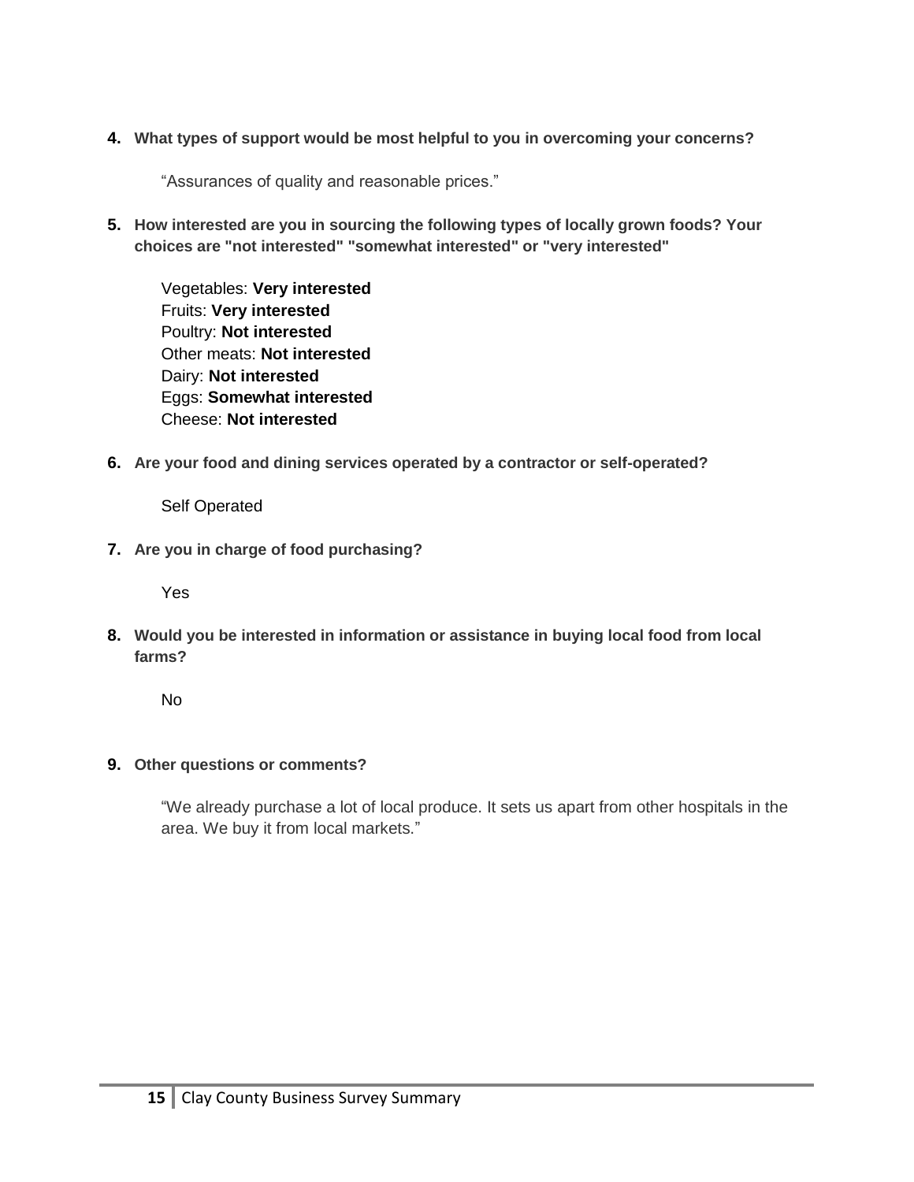4. **What types of support would be most helpful to you in overcoming your concerns?**

   "Assurances of quality and reasonable prices."

5. **How interested are you in sourcing the following types of locally grown foods? Your choices are "not interested" "somewhat interested" or "very interested"**

   Vegetables: **Very interested**
   Fruits: **Very interested**
   Poultry: **Not interested**
   Other meats: **Not interested**
   Dairy: **Not interested**
   Eggs: **Somewhat interested**
   Cheese: **Not interested**

6. **Are your food and dining services operated by a contractor or self-operated?**

   Self Operated

7. **Are you in charge of food purchasing?**

   Yes

8. **Would you be interested in information or assistance in buying local food from local farms?**

   No

9. **Other questions or comments?**

   "We already purchase a lot of local produce. It sets us apart from other hospitals in the area. We buy it from local markets."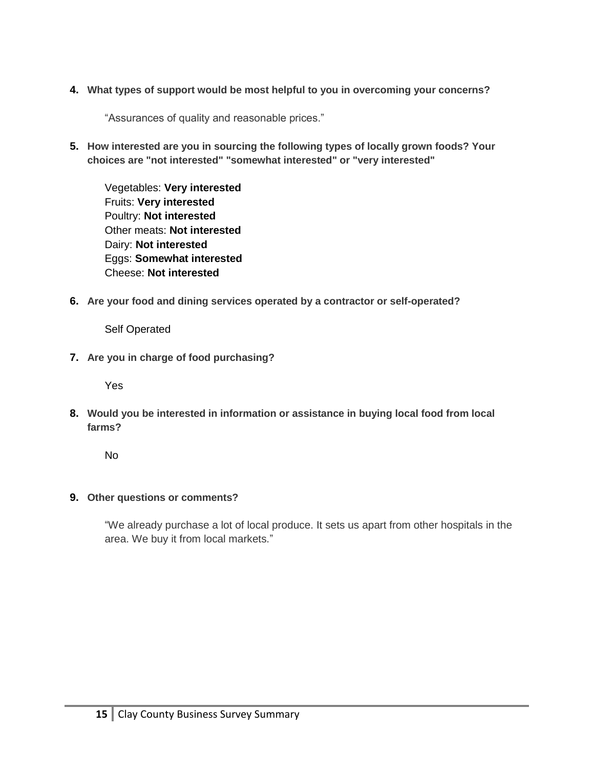**4. What types of support would be most helpful to you in overcoming your concerns?**

"Assurances of quality and reasonable prices."

**5. How interested are you in sourcing the following types of locally grown foods? Your choices are "not interested" "somewhat interested" or "very interested"**

Vegetables: **Very interested**
Fruits: **Very interested**
Poultry: **Not interested**
Other meats: **Not interested**
Dairy: **Not interested**
Eggs: **Somewhat interested**
Cheese: **Not interested**

**6. Are your food and dining services operated by a contractor or self-operated?**

Self Operated

**7. Are you in charge of food purchasing?**

Yes

**8. Would you be interested in information or assistance in buying local food from local farms?**

No

**9. Other questions or comments?**

"We already purchase a lot of local produce. It sets us apart from other hospitals in the area. We buy it from local markets."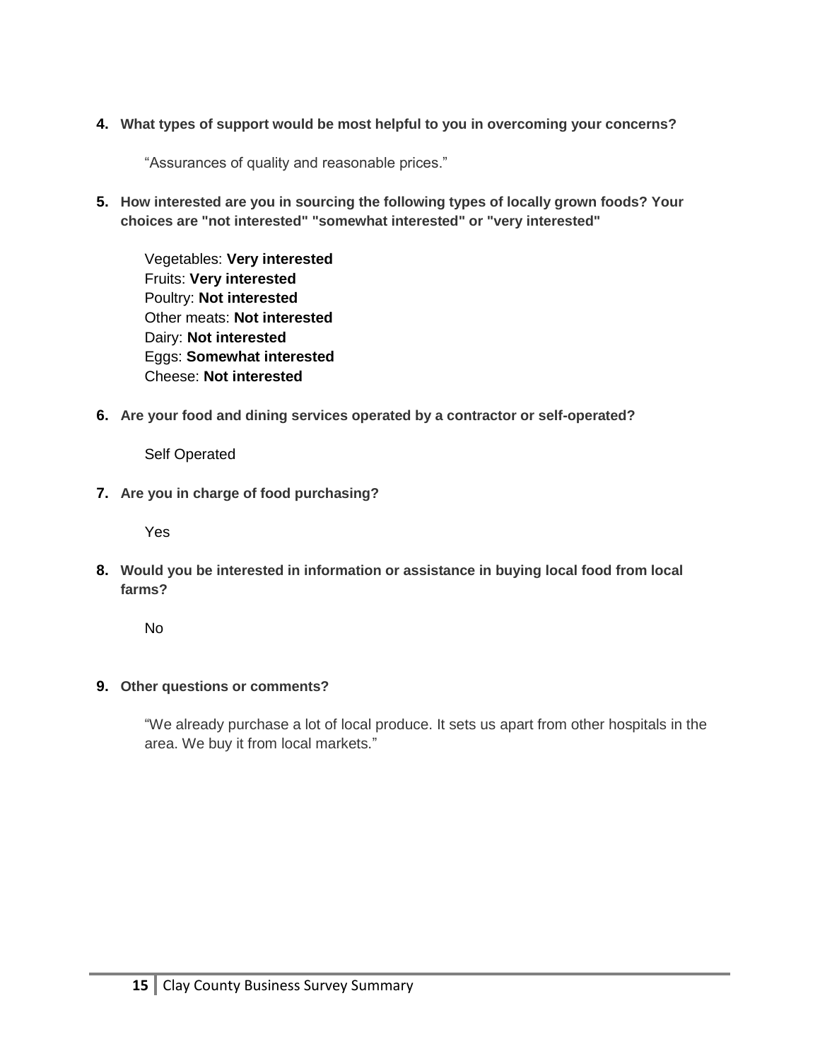**4. What types of support would be most helpful to you in overcoming your concerns?**

"Assurances of quality and reasonable prices."

**5. How interested are you in sourcing the following types of locally grown foods? Your choices are "not interested" "somewhat interested" or "very interested"**

Vegetables: **Very interested**
Fruits: **Very interested**
Poultry: **Not interested**
Other meats: **Not interested**
Dairy: **Not interested**
Eggs: **Somewhat interested**
Cheese: **Not interested**

**6. Are your food and dining services operated by a contractor or self-operated?**

Self Operated

**7. Are you in charge of food purchasing?**

Yes

**8. Would you be interested in information or assistance in buying local food from local farms?**

No

**9. Other questions or comments?**

"We already purchase a lot of local produce. It sets us apart from other hospitals in the area. We buy it from local markets."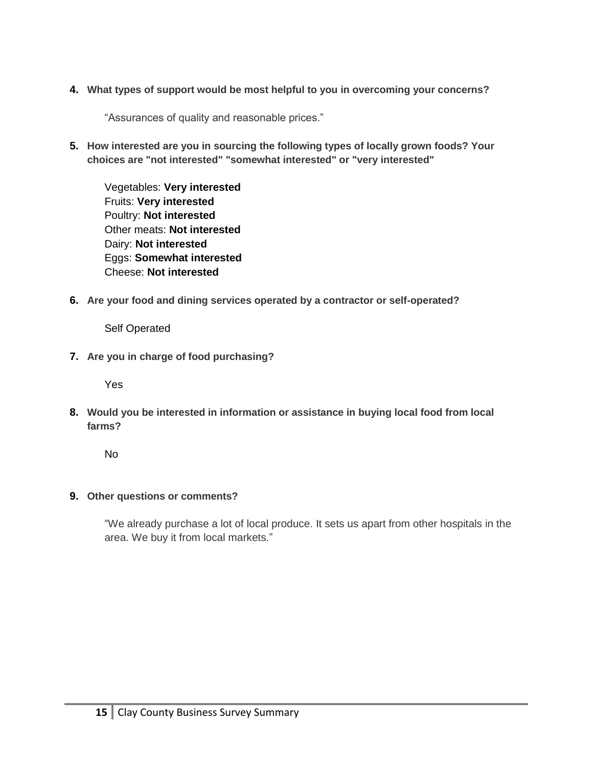**4. What types of support would be most helpful to you in overcoming your concerns?**

"Assurances of quality and reasonable prices."

**5. How interested are you in sourcing the following types of locally grown foods? Your choices are "not interested" "somewhat interested" or "very interested"**

Vegetables: **Very interested**
Fruits: **Very interested**
Poultry: **Not interested**
Other meats: **Not interested**
Dairy: **Not interested**
Eggs: **Somewhat interested**
Cheese: **Not interested**

**6. Are your food and dining services operated by a contractor or self-operated?**

Self Operated

**7. Are you in charge of food purchasing?**

Yes

**8. Would you be interested in information or assistance in buying local food from local farms?**

No

**9. Other questions or comments?**

"We already purchase a lot of local produce. It sets us apart from other hospitals in the area. We buy it from local markets."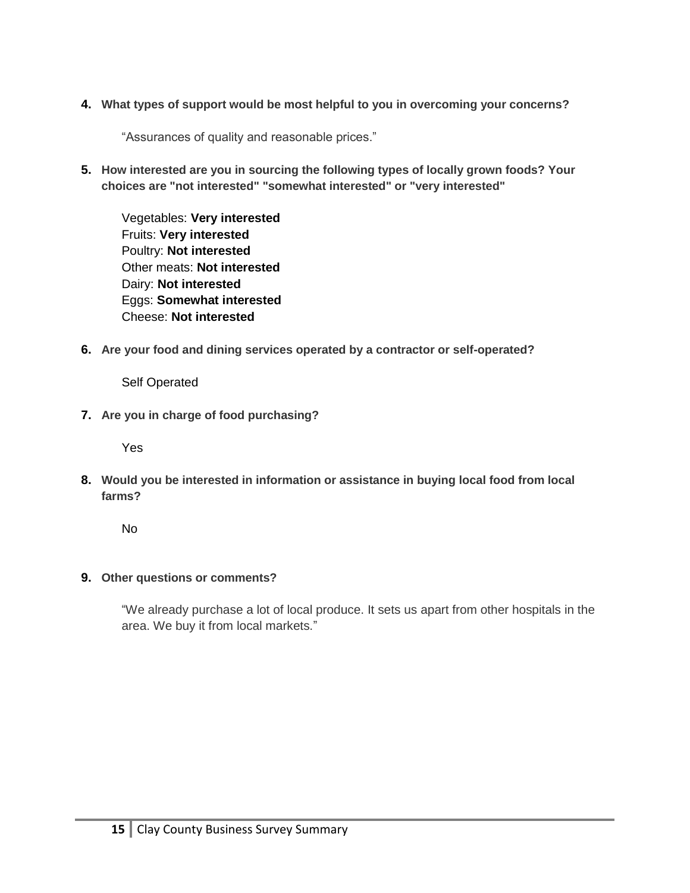**4. What types of support would be most helpful to you in overcoming your concerns?**

"Assurances of quality and reasonable prices."

**5. How interested are you in sourcing the following types of locally grown foods? Your choices are "not interested" "somewhat interested" or "very interested"**

Vegetables: **Very interested**
Fruits: **Very interested**
Poultry: **Not interested**
Other meats: **Not interested**
Dairy: **Not interested**
Eggs: **Somewhat interested**
Cheese: **Not interested**

**6. Are your food and dining services operated by a contractor or self-operated?**

Self Operated

**7. Are you in charge of food purchasing?**

Yes

**8. Would you be interested in information or assistance in buying local food from local farms?**

No

**9. Other questions or comments?**

"We already purchase a lot of local produce. It sets us apart from other hospitals in the area. We buy it from local markets."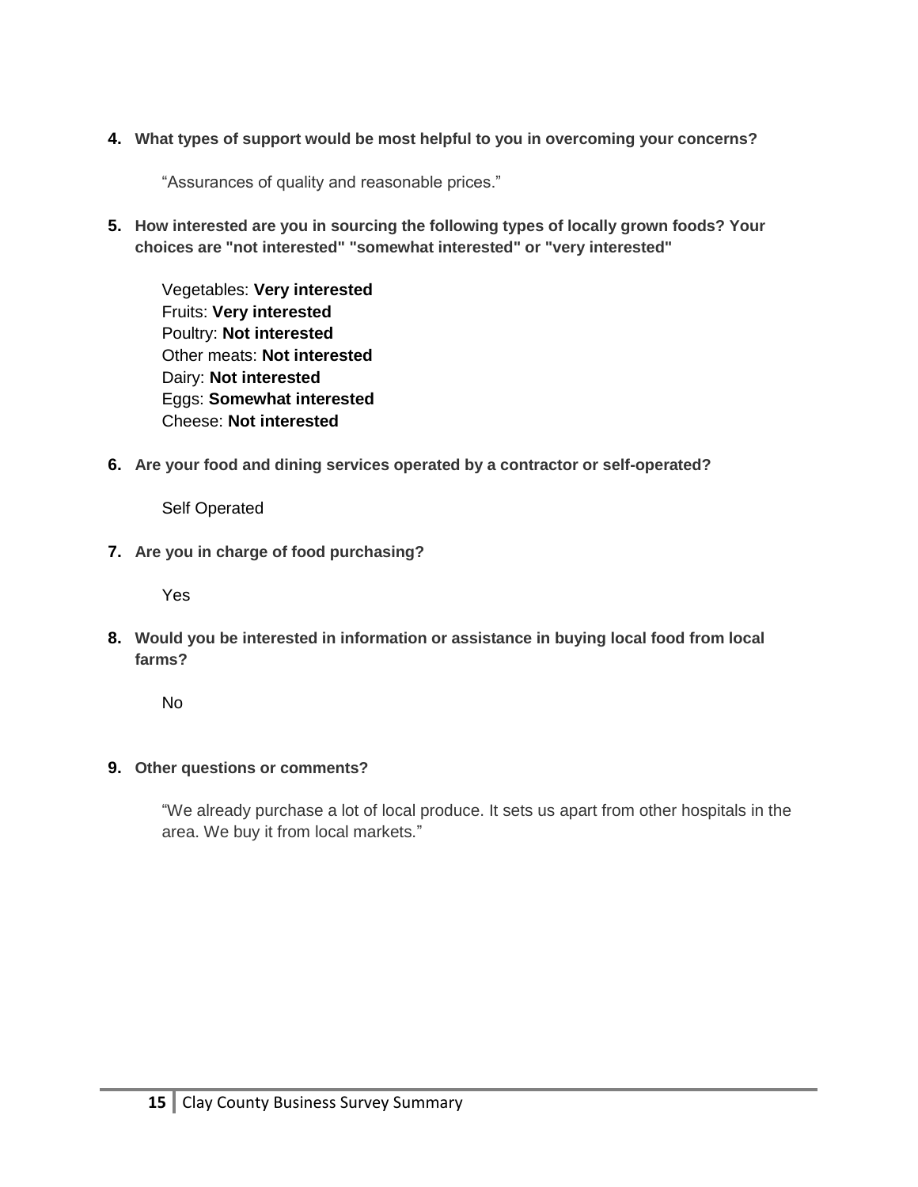**4. What types of support would be most helpful to you in overcoming your concerns?**

"Assurances of quality and reasonable prices."

**5. How interested are you in sourcing the following types of locally grown foods? Your choices are "not interested" "somewhat interested" or "very interested"**

Vegetables: **Very interested**
Fruits: **Very interested**
Poultry: **Not interested**
Other meats: **Not interested**
Dairy: **Not interested**
Eggs: **Somewhat interested**
Cheese: **Not interested**

**6. Are your food and dining services operated by a contractor or self-operated?**

Self Operated

**7. Are you in charge of food purchasing?**

Yes

**8. Would you be interested in information or assistance in buying local food from local farms?**

No

**9. Other questions or comments?**

"We already purchase a lot of local produce. It sets us apart from other hospitals in the area. We buy it from local markets."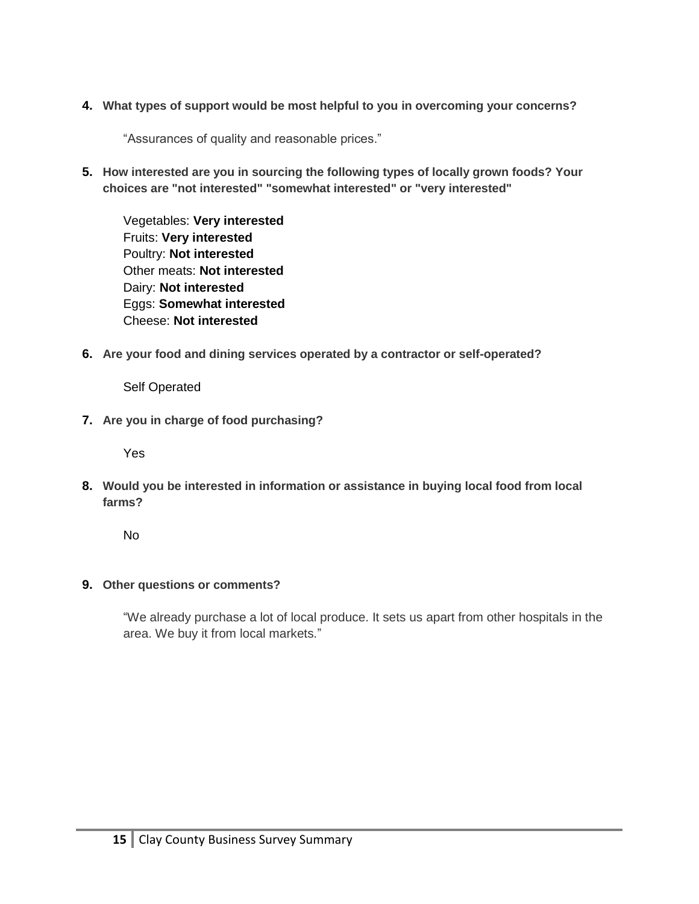**4. What types of support would be most helpful to you in overcoming your concerns?**

"Assurances of quality and reasonable prices."

**5. How interested are you in sourcing the following types of locally grown foods? Your choices are "not interested" "somewhat interested" or "very interested"**

Vegetables: **Very interested**
Fruits: **Very interested**
Poultry: **Not interested**
Other meats: **Not interested**
Dairy: **Not interested**
Eggs: **Somewhat interested**
Cheese: **Not interested**

**6. Are your food and dining services operated by a contractor or self-operated?**

Self Operated

**7. Are you in charge of food purchasing?**

Yes

**8. Would you be interested in information or assistance in buying local food from local farms?**

No

**9. Other questions or comments?**

"We already purchase a lot of local produce. It sets us apart from other hospitals in the area. We buy it from local markets."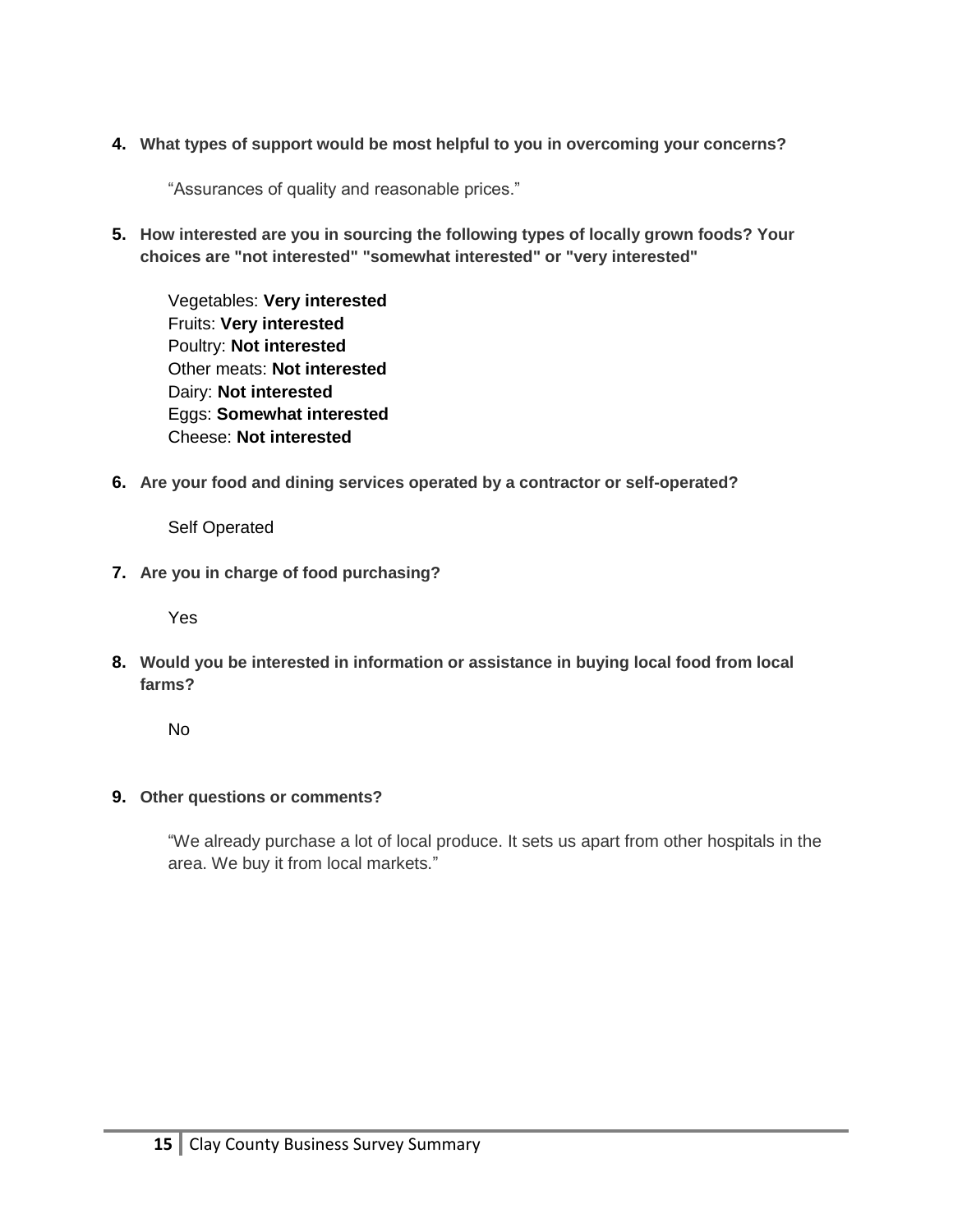**4. What types of support would be most helpful to you in overcoming your concerns?**

"Assurances of quality and reasonable prices."

**5. How interested are you in sourcing the following types of locally grown foods? Your choices are "not interested" "somewhat interested" or "very interested"**

Vegetables: **Very interested**
Fruits: **Very interested**
Poultry: **Not interested**
Other meats: **Not interested**
Dairy: **Not interested**
Eggs: **Somewhat interested**
Cheese: **Not interested**

**6. Are your food and dining services operated by a contractor or self-operated?**

Self Operated

**7. Are you in charge of food purchasing?**

Yes

**8. Would you be interested in information or assistance in buying local food from local farms?**

No

**9. Other questions or comments?**

"We already purchase a lot of local produce. It sets us apart from other hospitals in the area. We buy it from local markets."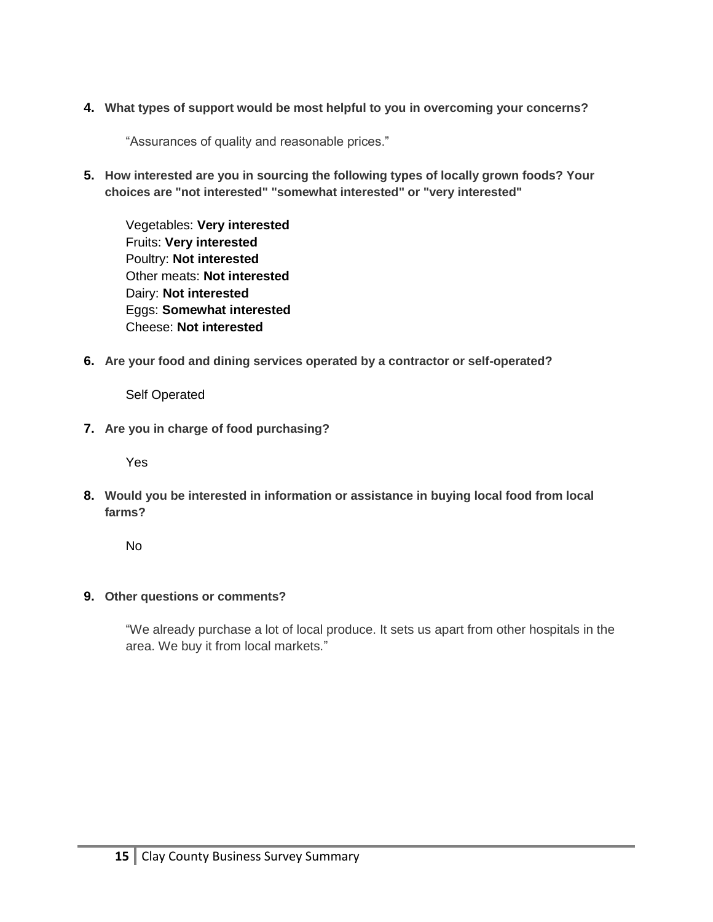**4. What types of support would be most helpful to you in overcoming your concerns?**

"Assurances of quality and reasonable prices."

**5. How interested are you in sourcing the following types of locally grown foods? Your choices are "not interested" "somewhat interested" or "very interested"**

Vegetables: **Very interested**
Fruits: **Very interested**
Poultry: **Not interested**
Other meats: **Not interested**
Dairy: **Not interested**
Eggs: **Somewhat interested**
Cheese: **Not interested**

**6. Are your food and dining services operated by a contractor or self-operated?**

Self Operated

**7. Are you in charge of food purchasing?**

Yes

**8. Would you be interested in information or assistance in buying local food from local farms?**

No

**9. Other questions or comments?**

"We already purchase a lot of local produce. It sets us apart from other hospitals in the area. We buy it from local markets."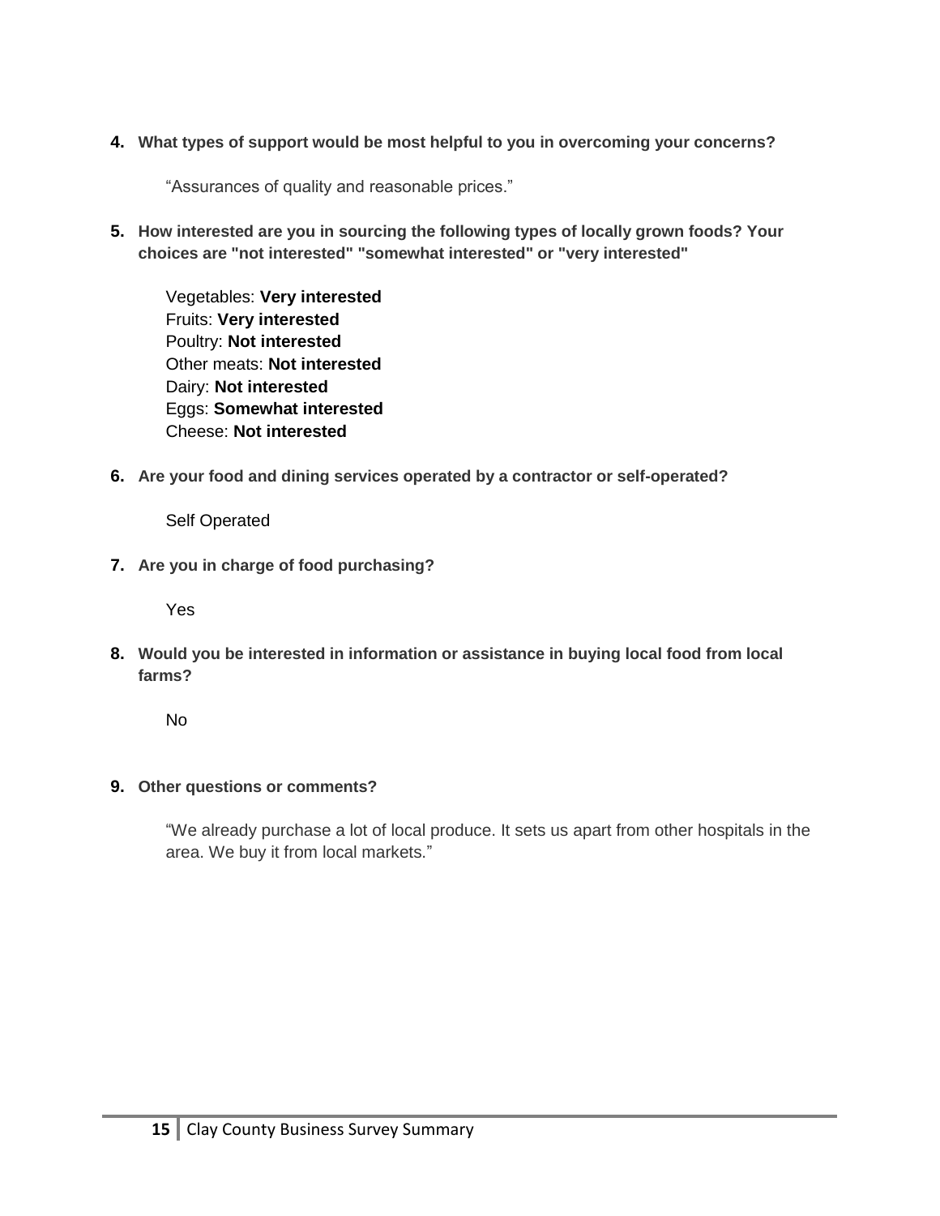**4. What types of support would be most helpful to you in overcoming your concerns?**

"Assurances of quality and reasonable prices."

**5. How interested are you in sourcing the following types of locally grown foods? Your choices are "not interested" "somewhat interested" or "very interested"**

Vegetables: **Very interested**
Fruits: **Very interested**
Poultry: **Not interested**
Other meats: **Not interested**
Dairy: **Not interested**
Eggs: **Somewhat interested**
Cheese: **Not interested**

**6. Are your food and dining services operated by a contractor or self-operated?**

Self Operated

**7. Are you in charge of food purchasing?**

Yes

**8. Would you be interested in information or assistance in buying local food from local farms?**

No

**9. Other questions or comments?**

"We already purchase a lot of local produce. It sets us apart from other hospitals in the area. We buy it from local markets."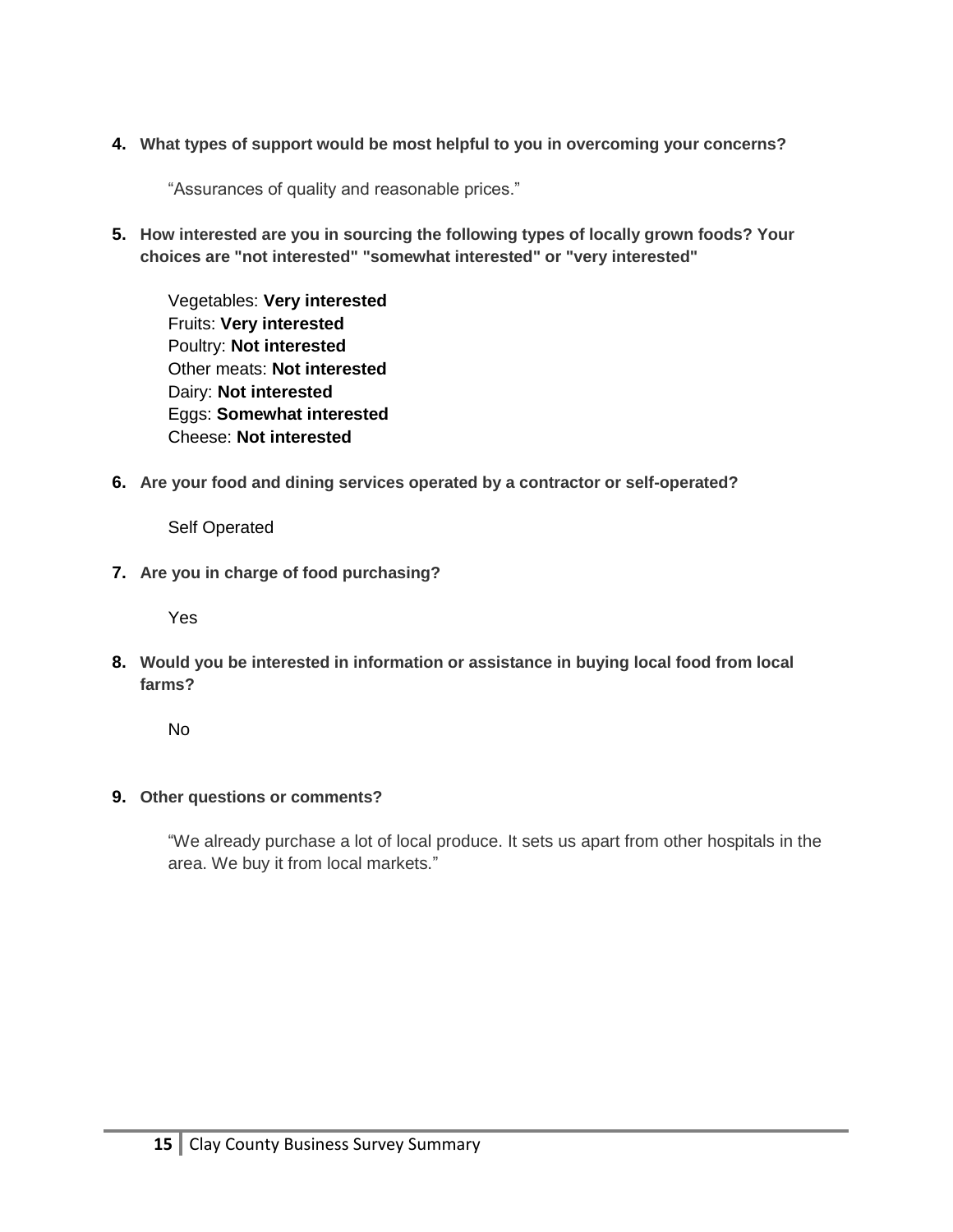**4. What types of support would be most helpful to you in overcoming your concerns?**

"Assurances of quality and reasonable prices."

**5. How interested are you in sourcing the following types of locally grown foods? Your choices are "not interested" "somewhat interested" or "very interested"**

Vegetables: **Very interested**
Fruits: **Very interested**
Poultry: **Not interested**
Other meats: **Not interested**
Dairy: **Not interested**
Eggs: **Somewhat interested**
Cheese: **Not interested**

**6. Are your food and dining services operated by a contractor or self-operated?**

Self Operated

**7. Are you in charge of food purchasing?**

Yes

**8. Would you be interested in information or assistance in buying local food from local farms?**

No

**9. Other questions or comments?**

"We already purchase a lot of local produce. It sets us apart from other hospitals in the area. We buy it from local markets."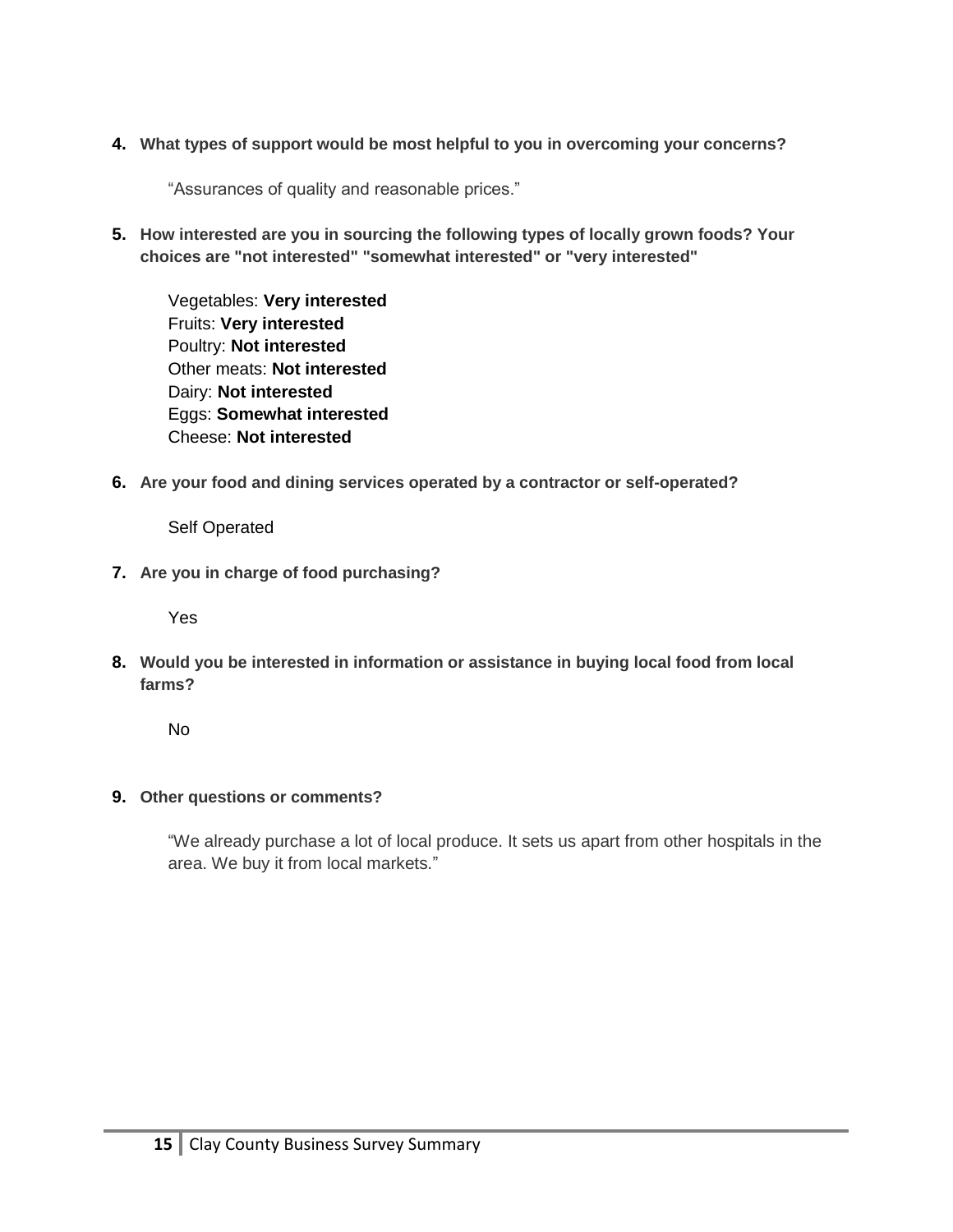**4. What types of support would be most helpful to you in overcoming your concerns?**

"Assurances of quality and reasonable prices."

**5. How interested are you in sourcing the following types of locally grown foods? Your choices are "not interested" "somewhat interested" or "very interested"**

Vegetables: **Very interested**
Fruits: **Very interested**
Poultry: **Not interested**
Other meats: **Not interested**
Dairy: **Not interested**
Eggs: **Somewhat interested**
Cheese: **Not interested**

**6. Are your food and dining services operated by a contractor or self-operated?**

Self Operated

**7. Are you in charge of food purchasing?**

Yes

**8. Would you be interested in information or assistance in buying local food from local farms?**

No

**9. Other questions or comments?**

"We already purchase a lot of local produce. It sets us apart from other hospitals in the area. We buy it from local markets."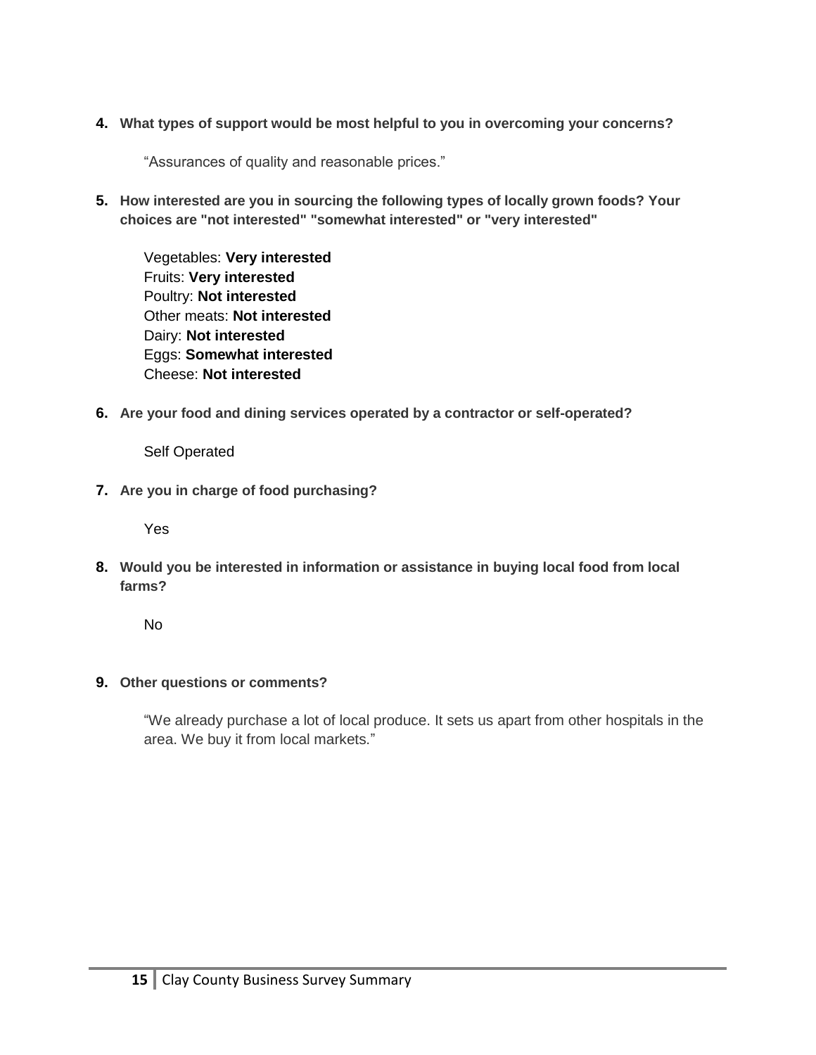**4. What types of support would be most helpful to you in overcoming your concerns?**

"Assurances of quality and reasonable prices."

**5. How interested are you in sourcing the following types of locally grown foods? Your choices are "not interested" "somewhat interested" or "very interested"**

Vegetables: **Very interested**
Fruits: **Very interested**
Poultry: **Not interested**
Other meats: **Not interested**
Dairy: **Not interested**
Eggs: **Somewhat interested**
Cheese: **Not interested**

**6. Are your food and dining services operated by a contractor or self-operated?**

Self Operated

**7. Are you in charge of food purchasing?**

Yes

**8. Would you be interested in information or assistance in buying local food from local farms?**

No

**9. Other questions or comments?**

"We already purchase a lot of local produce. It sets us apart from other hospitals in the area. We buy it from local markets."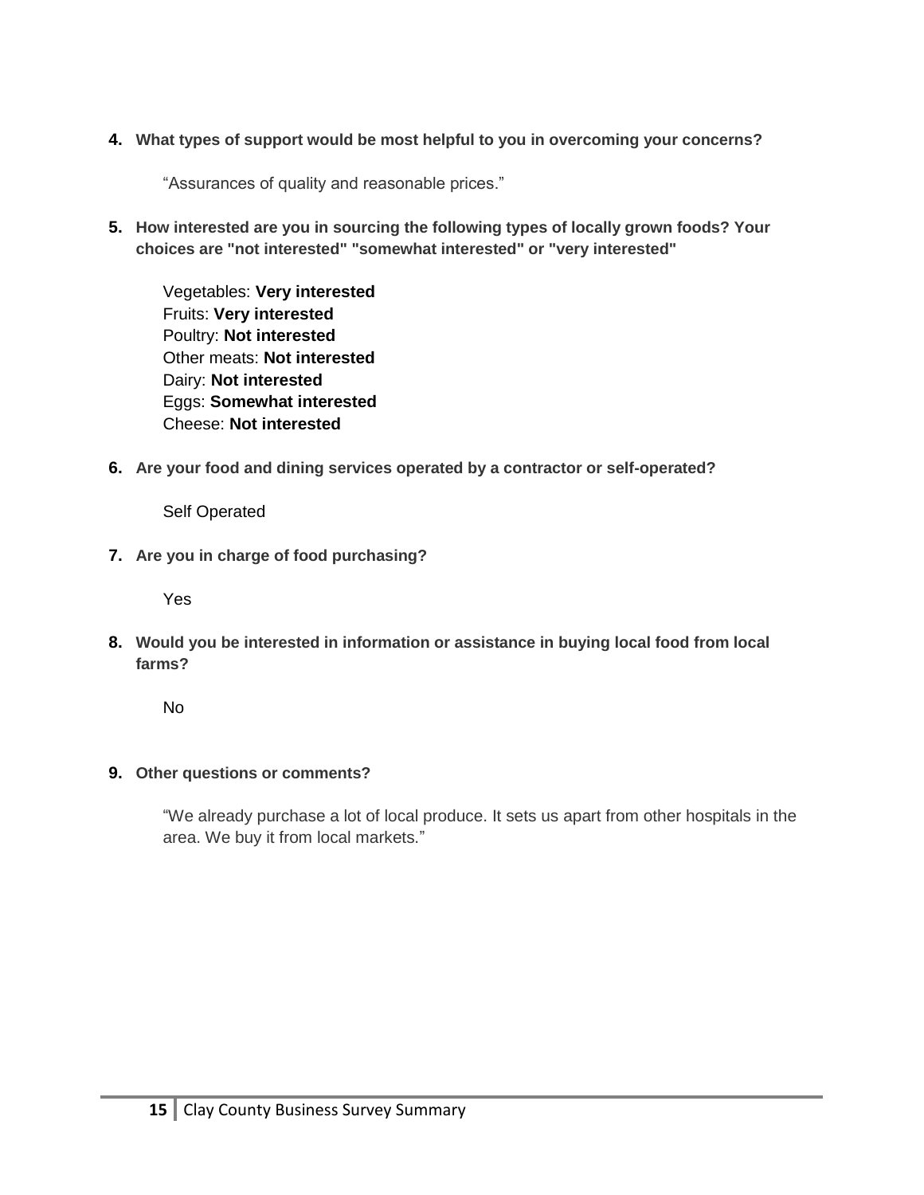**4. What types of support would be most helpful to you in overcoming your concerns?**

"Assurances of quality and reasonable prices."

**5. How interested are you in sourcing the following types of locally grown foods? Your choices are "not interested" "somewhat interested" or "very interested"**

Vegetables: **Very interested**
Fruits: **Very interested**
Poultry: **Not interested**
Other meats: **Not interested**
Dairy: **Not interested**
Eggs: **Somewhat interested**
Cheese: **Not interested**

**6. Are your food and dining services operated by a contractor or self-operated?**

Self Operated

**7. Are you in charge of food purchasing?**

Yes

**8. Would you be interested in information or assistance in buying local food from local farms?**

No

**9. Other questions or comments?**

"We already purchase a lot of local produce. It sets us apart from other hospitals in the area. We buy it from local markets."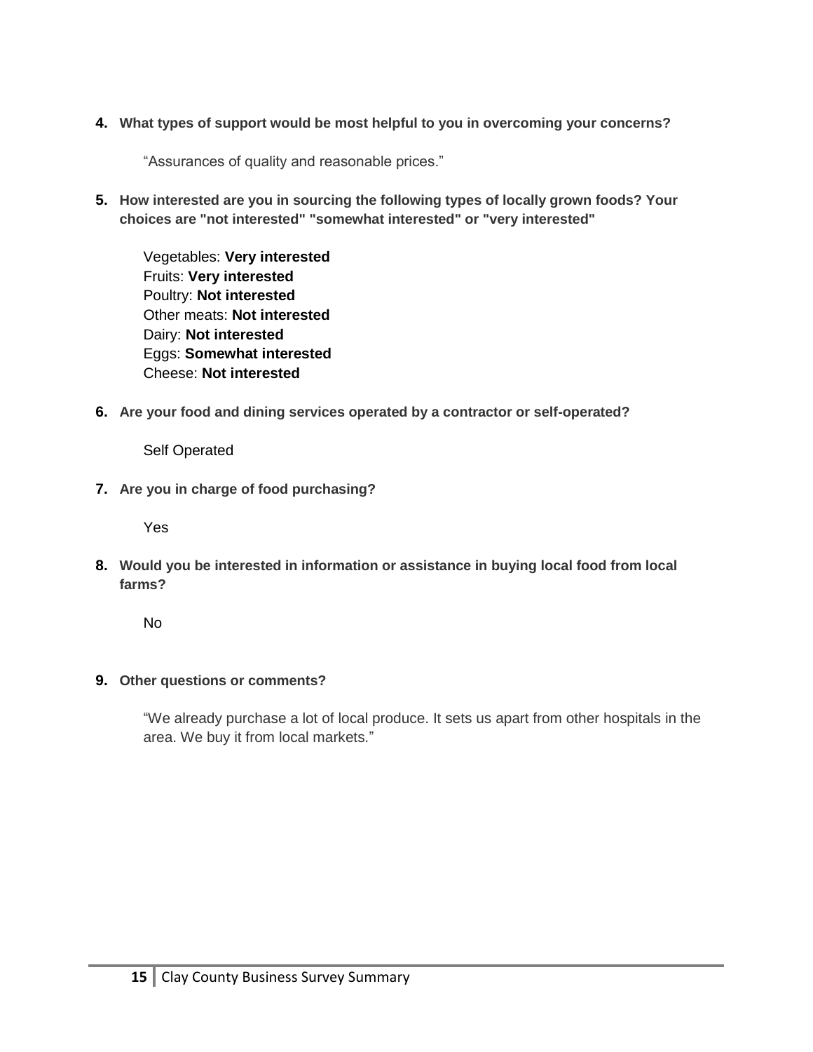4. **What types of support would be most helpful to you in overcoming your concerns?**

   "Assurances of quality and reasonable prices."

5. **How interested are you in sourcing the following types of locally grown foods? Your choices are "not interested" "somewhat interested" or "very interested"**

   Vegetables: **Very interested**
   Fruits: **Very interested**
   Poultry: **Not interested**
   Other meats: **Not interested**
   Dairy: **Not interested**
   Eggs: **Somewhat interested**
   Cheese: **Not interested**

6. **Are your food and dining services operated by a contractor or self-operated?**

   Self Operated

7. **Are you in charge of food purchasing?**

   Yes

8. **Would you be interested in information or assistance in buying local food from local farms?**

   No

9. **Other questions or comments?**

   "We already purchase a lot of local produce. It sets us apart from other hospitals in the area. We buy it from local markets."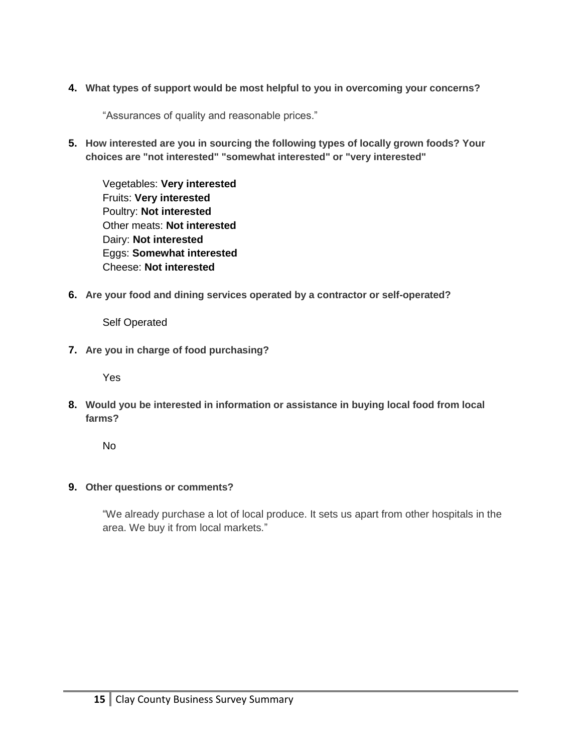**4. What types of support would be most helpful to you in overcoming your concerns?**

"Assurances of quality and reasonable prices."

**5. How interested are you in sourcing the following types of locally grown foods? Your choices are "not interested" "somewhat interested" or "very interested"**

Vegetables: **Very interested**
Fruits: **Very interested**
Poultry: **Not interested**
Other meats: **Not interested**
Dairy: **Not interested**
Eggs: **Somewhat interested**
Cheese: **Not interested**

**6. Are your food and dining services operated by a contractor or self-operated?**

Self Operated

**7. Are you in charge of food purchasing?**

Yes

**8. Would you be interested in information or assistance in buying local food from local farms?**

No

**9. Other questions or comments?**

"We already purchase a lot of local produce. It sets us apart from other hospitals in the area. We buy it from local markets."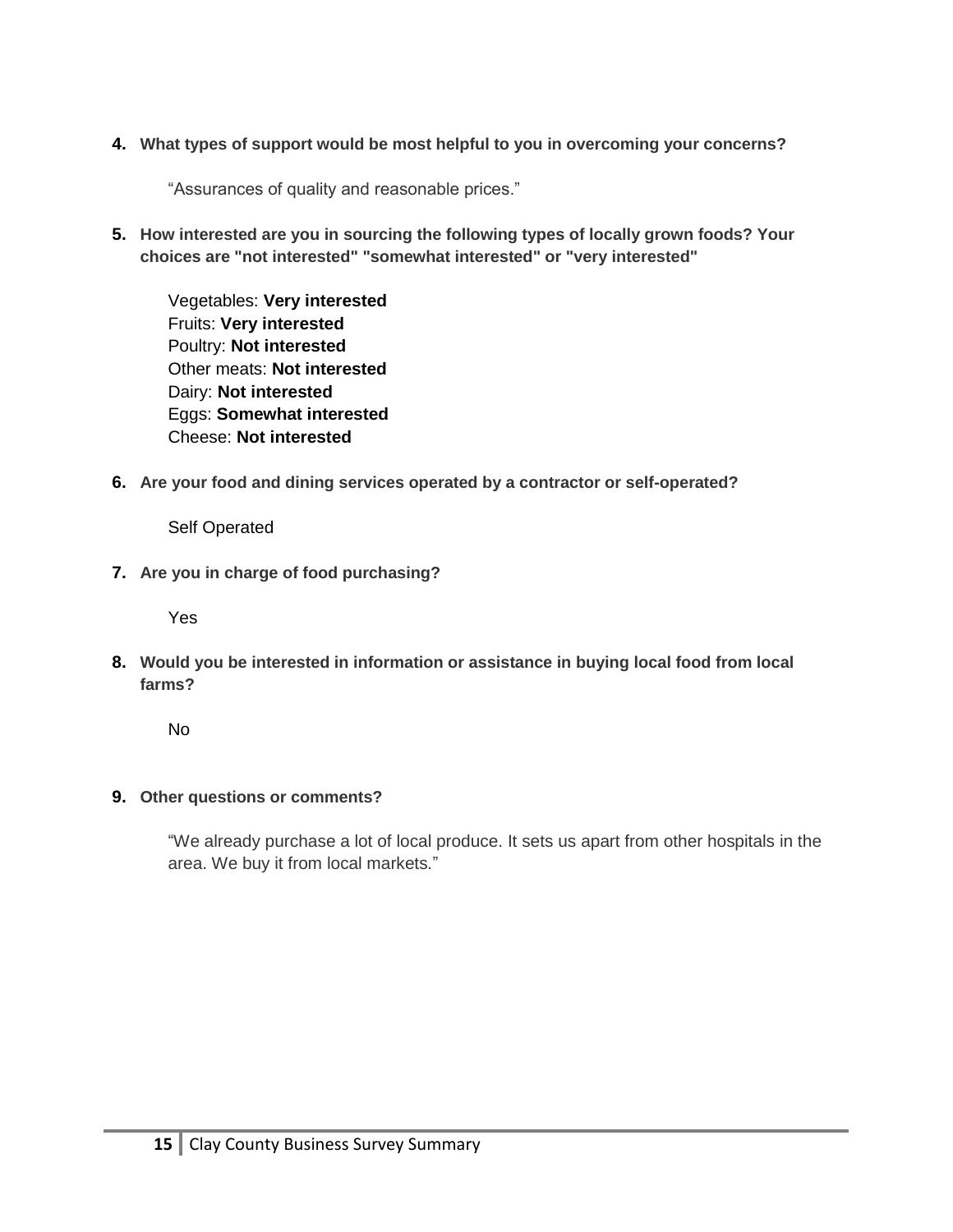**4. What types of support would be most helpful to you in overcoming your concerns?**

"Assurances of quality and reasonable prices."

**5. How interested are you in sourcing the following types of locally grown foods? Your choices are "not interested" "somewhat interested" or "very interested"**

Vegetables: **Very interested**
Fruits: **Very interested**
Poultry: **Not interested**
Other meats: **Not interested**
Dairy: **Not interested**
Eggs: **Somewhat interested**
Cheese: **Not interested**

**6. Are your food and dining services operated by a contractor or self-operated?**

Self Operated

**7. Are you in charge of food purchasing?**

Yes

**8. Would you be interested in information or assistance in buying local food from local farms?**

No

**9. Other questions or comments?**

"We already purchase a lot of local produce. It sets us apart from other hospitals in the area. We buy it from local markets."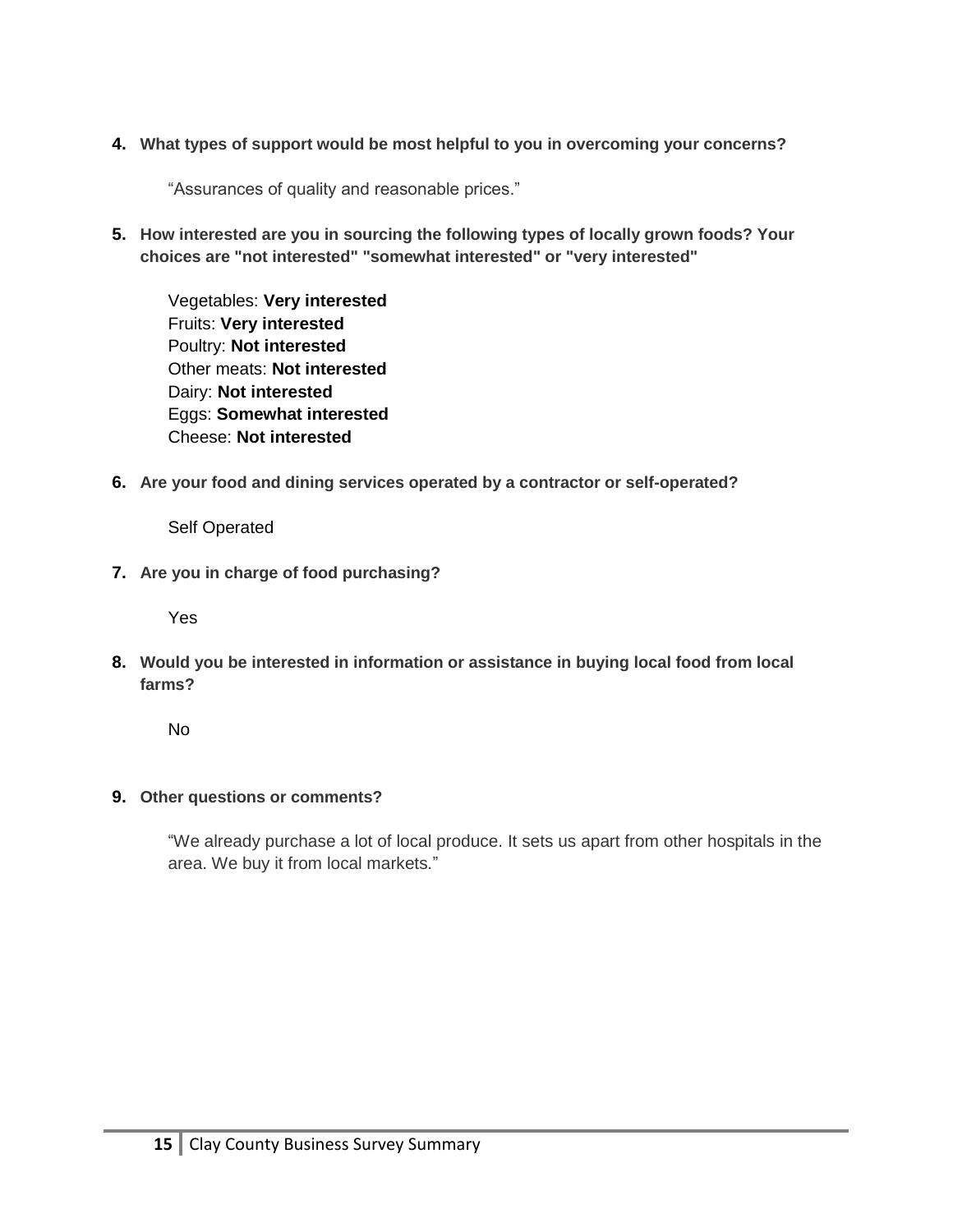**4. What types of support would be most helpful to you in overcoming your concerns?**

"Assurances of quality and reasonable prices."

**5. How interested are you in sourcing the following types of locally grown foods? Your choices are "not interested" "somewhat interested" or "very interested"**

Vegetables: **Very interested**
Fruits: **Very interested**
Poultry: **Not interested**
Other meats: **Not interested**
Dairy: **Not interested**
Eggs: **Somewhat interested**
Cheese: **Not interested**

**6. Are your food and dining services operated by a contractor or self-operated?**

Self Operated

**7. Are you in charge of food purchasing?**

Yes

**8. Would you be interested in information or assistance in buying local food from local farms?**

No

**9. Other questions or comments?**

"We already purchase a lot of local produce. It sets us apart from other hospitals in the area. We buy it from local markets."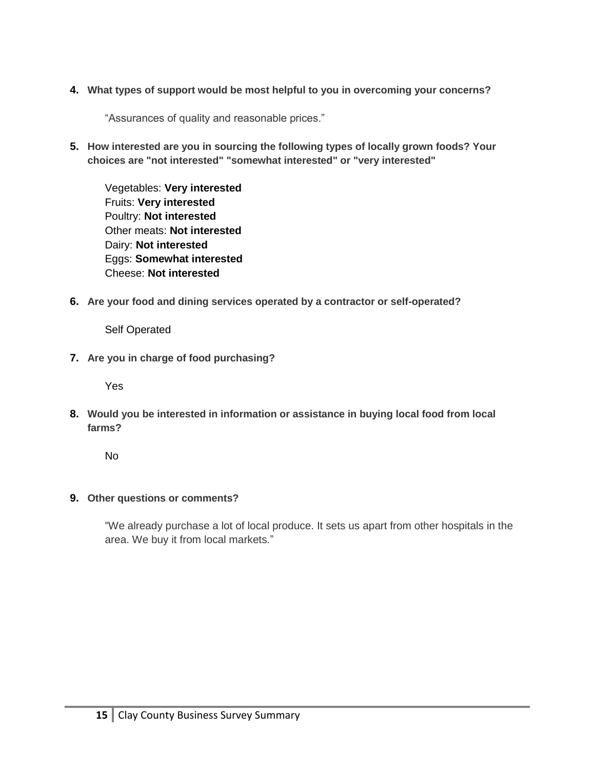**4. What types of support would be most helpful to you in overcoming your concerns?**

"Assurances of quality and reasonable prices."

**5. How interested are you in sourcing the following types of locally grown foods? Your choices are "not interested" "somewhat interested" or "very interested"**

Vegetables: **Very interested**
Fruits: **Very interested**
Poultry: **Not interested**
Other meats: **Not interested**
Dairy: **Not interested**
Eggs: **Somewhat interested**
Cheese: **Not interested**

**6. Are your food and dining services operated by a contractor or self-operated?**

Self Operated

**7. Are you in charge of food purchasing?**

Yes

**8. Would you be interested in information or assistance in buying local food from local farms?**

No

**9. Other questions or comments?**

"We already purchase a lot of local produce. It sets us apart from other hospitals in the area. We buy it from local markets."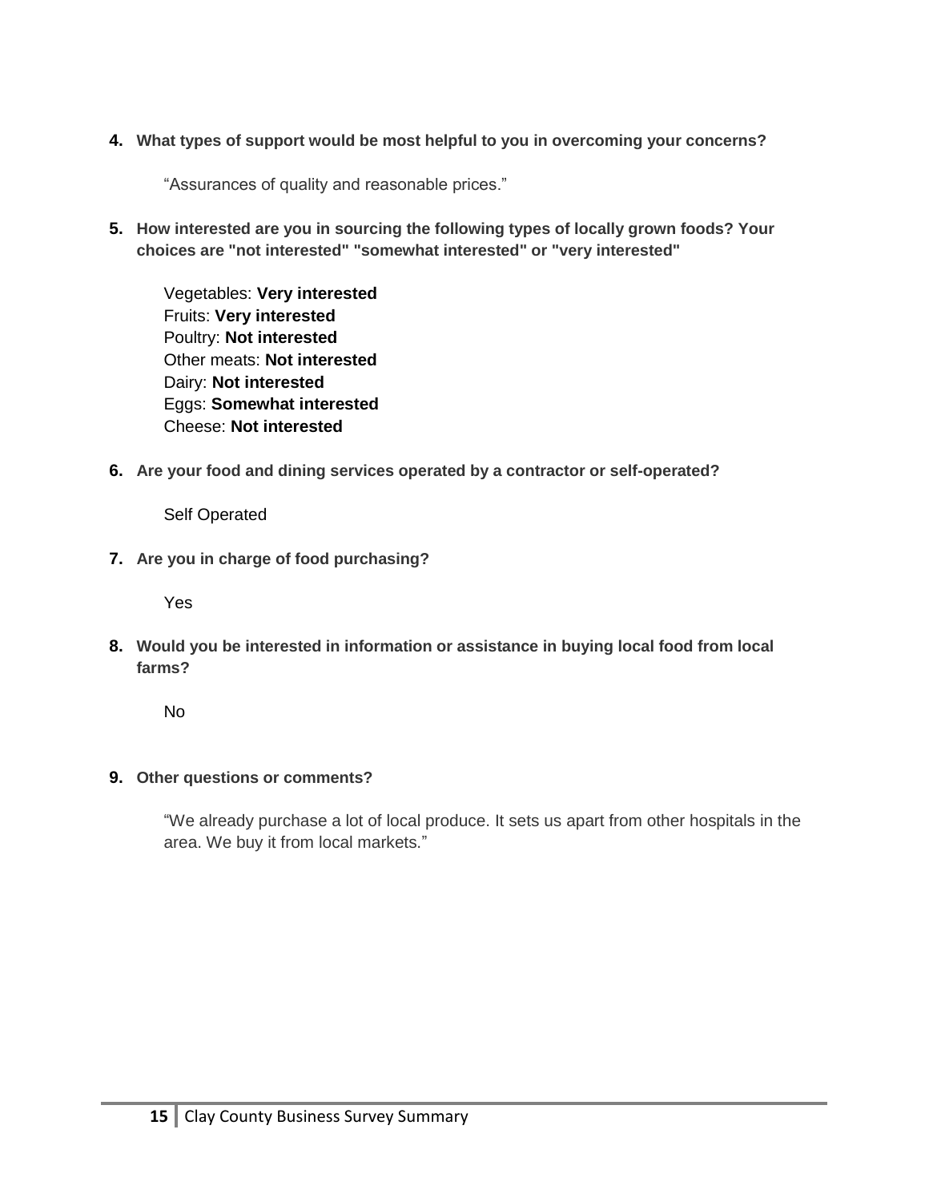**4. What types of support would be most helpful to you in overcoming your concerns?**

"Assurances of quality and reasonable prices."

**5. How interested are you in sourcing the following types of locally grown foods? Your choices are "not interested" "somewhat interested" or "very interested"**

Vegetables: **Very interested**
Fruits: **Very interested**
Poultry: **Not interested**
Other meats: **Not interested**
Dairy: **Not interested**
Eggs: **Somewhat interested**
Cheese: **Not interested**

**6. Are your food and dining services operated by a contractor or self-operated?**

Self Operated

**7. Are you in charge of food purchasing?**

Yes

**8. Would you be interested in information or assistance in buying local food from local farms?**

No

**9. Other questions or comments?**

"We already purchase a lot of local produce. It sets us apart from other hospitals in the area. We buy it from local markets."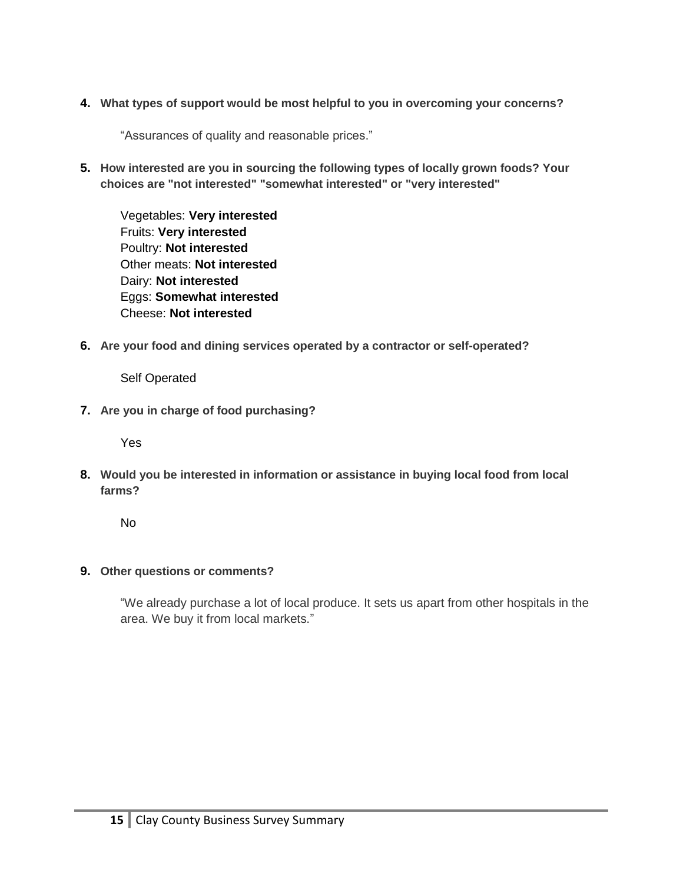**4. What types of support would be most helpful to you in overcoming your concerns?**

"Assurances of quality and reasonable prices."

**5. How interested are you in sourcing the following types of locally grown foods? Your choices are "not interested" "somewhat interested" or "very interested"**

Vegetables: **Very interested**
Fruits: **Very interested**
Poultry: **Not interested**
Other meats: **Not interested**
Dairy: **Not interested**
Eggs: **Somewhat interested**
Cheese: **Not interested**

**6. Are your food and dining services operated by a contractor or self-operated?**

Self Operated

**7. Are you in charge of food purchasing?**

Yes

**8. Would you be interested in information or assistance in buying local food from local farms?**

No

**9. Other questions or comments?**

"We already purchase a lot of local produce. It sets us apart from other hospitals in the area. We buy it from local markets."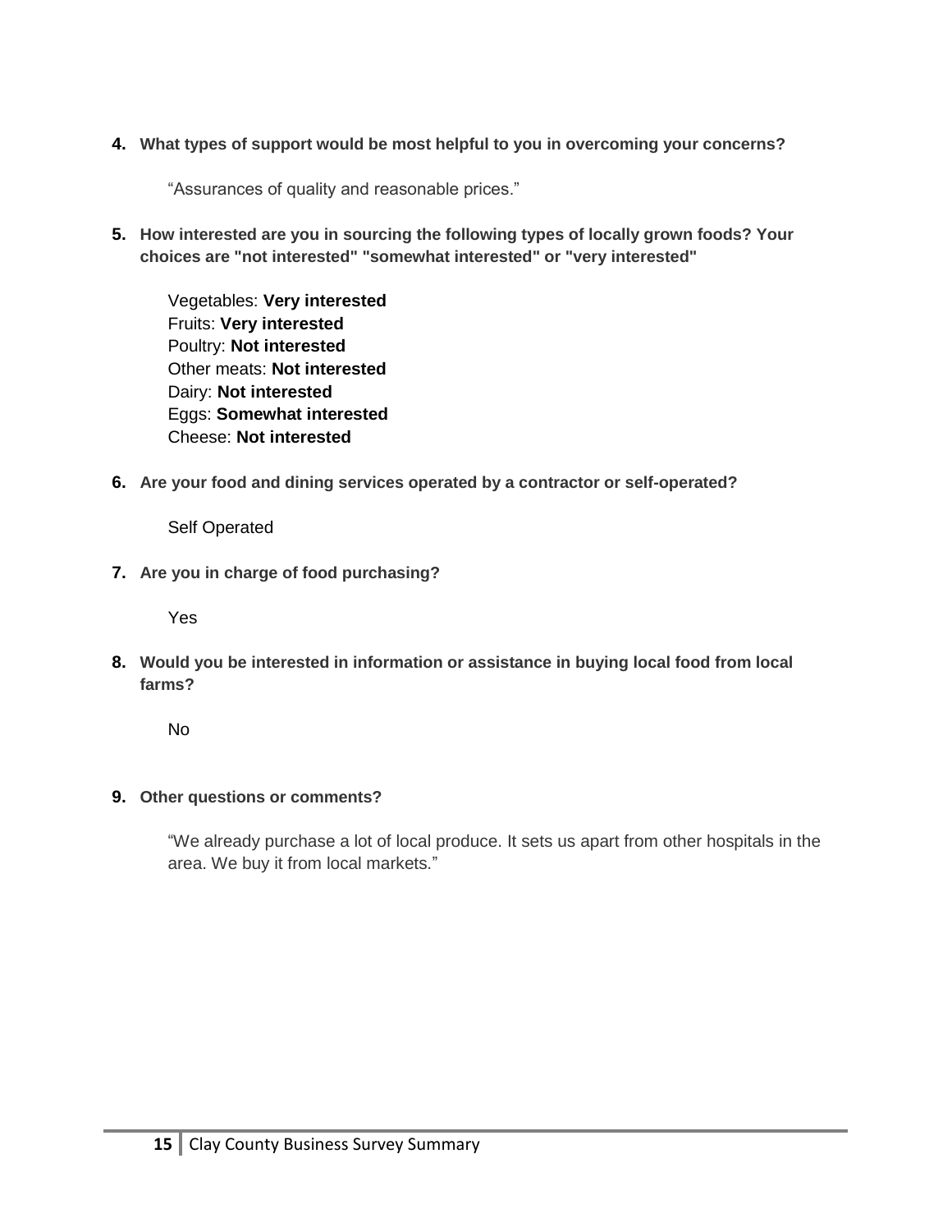**4. What types of support would be most helpful to you in overcoming your concerns?**

"Assurances of quality and reasonable prices."

**5. How interested are you in sourcing the following types of locally grown foods? Your choices are "not interested" "somewhat interested" or "very interested"**

Vegetables: **Very interested**
Fruits: **Very interested**
Poultry: **Not interested**
Other meats: **Not interested**
Dairy: **Not interested**
Eggs: **Somewhat interested**
Cheese: **Not interested**

**6. Are your food and dining services operated by a contractor or self-operated?**

Self Operated

**7. Are you in charge of food purchasing?**

Yes

**8. Would you be interested in information or assistance in buying local food from local farms?**

No

**9. Other questions or comments?**

"We already purchase a lot of local produce. It sets us apart from other hospitals in the area. We buy it from local markets."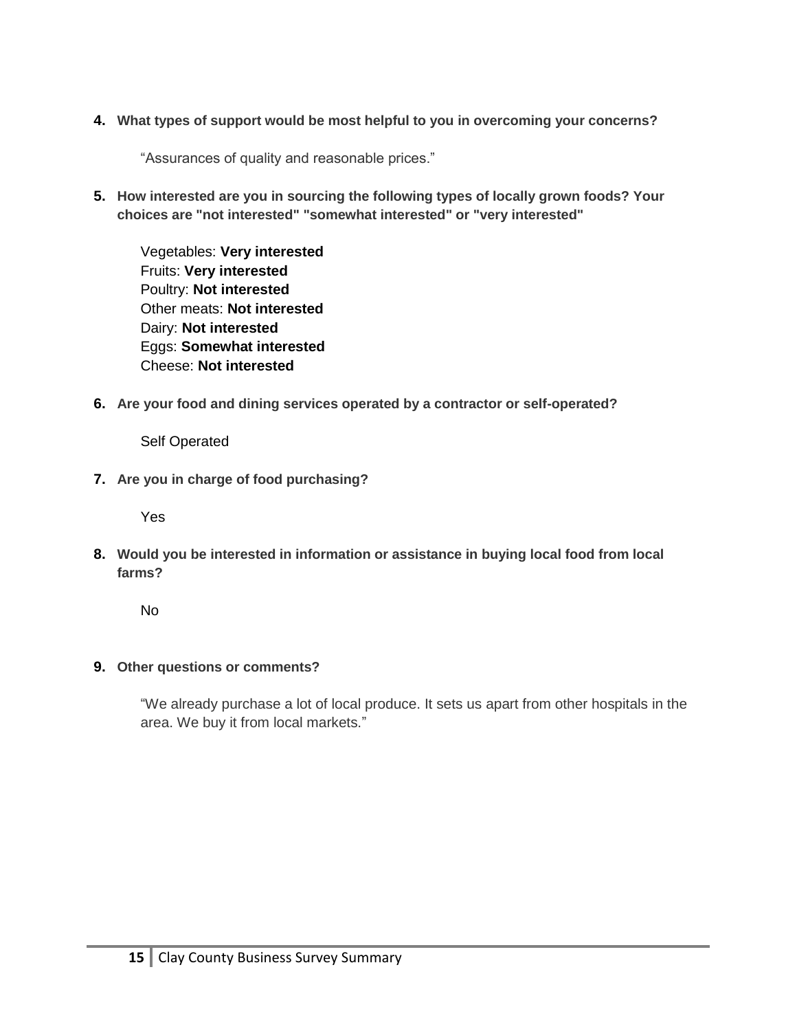**4. What types of support would be most helpful to you in overcoming your concerns?**

"Assurances of quality and reasonable prices."

**5. How interested are you in sourcing the following types of locally grown foods? Your choices are "not interested" "somewhat interested" or "very interested"**

Vegetables: **Very interested**
Fruits: **Very interested**
Poultry: **Not interested**
Other meats: **Not interested**
Dairy: **Not interested**
Eggs: **Somewhat interested**
Cheese: **Not interested**

**6. Are your food and dining services operated by a contractor or self-operated?**

Self Operated

**7. Are you in charge of food purchasing?**

Yes

**8. Would you be interested in information or assistance in buying local food from local farms?**

No

**9. Other questions or comments?**

"We already purchase a lot of local produce. It sets us apart from other hospitals in the area. We buy it from local markets."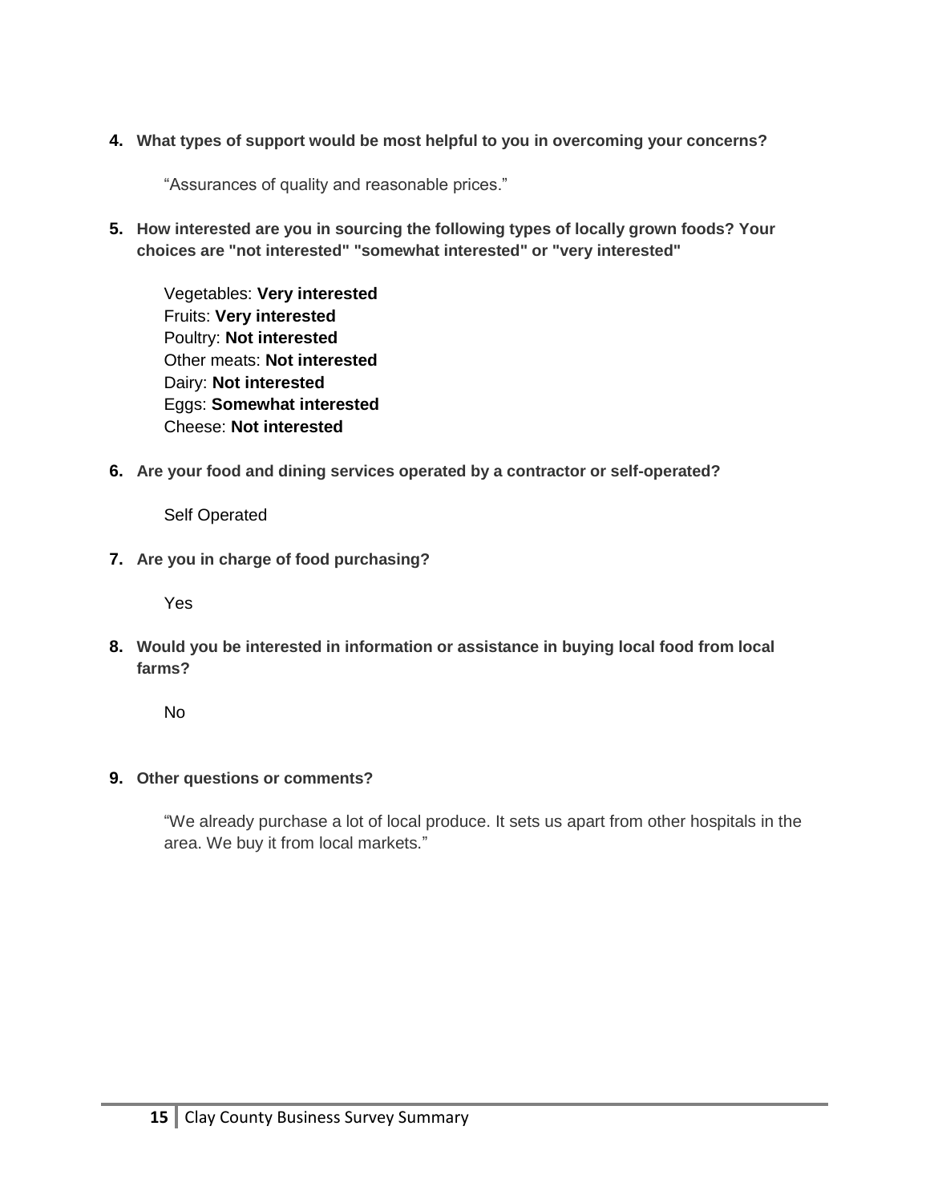**4. What types of support would be most helpful to you in overcoming your concerns?**

"Assurances of quality and reasonable prices."

**5. How interested are you in sourcing the following types of locally grown foods? Your choices are "not interested" "somewhat interested" or "very interested"**

Vegetables: **Very interested**
Fruits: **Very interested**
Poultry: **Not interested**
Other meats: **Not interested**
Dairy: **Not interested**
Eggs: **Somewhat interested**
Cheese: **Not interested**

**6. Are your food and dining services operated by a contractor or self-operated?**

Self Operated

**7. Are you in charge of food purchasing?**

Yes

**8. Would you be interested in information or assistance in buying local food from local farms?**

No

**9. Other questions or comments?**

"We already purchase a lot of local produce. It sets us apart from other hospitals in the area. We buy it from local markets."